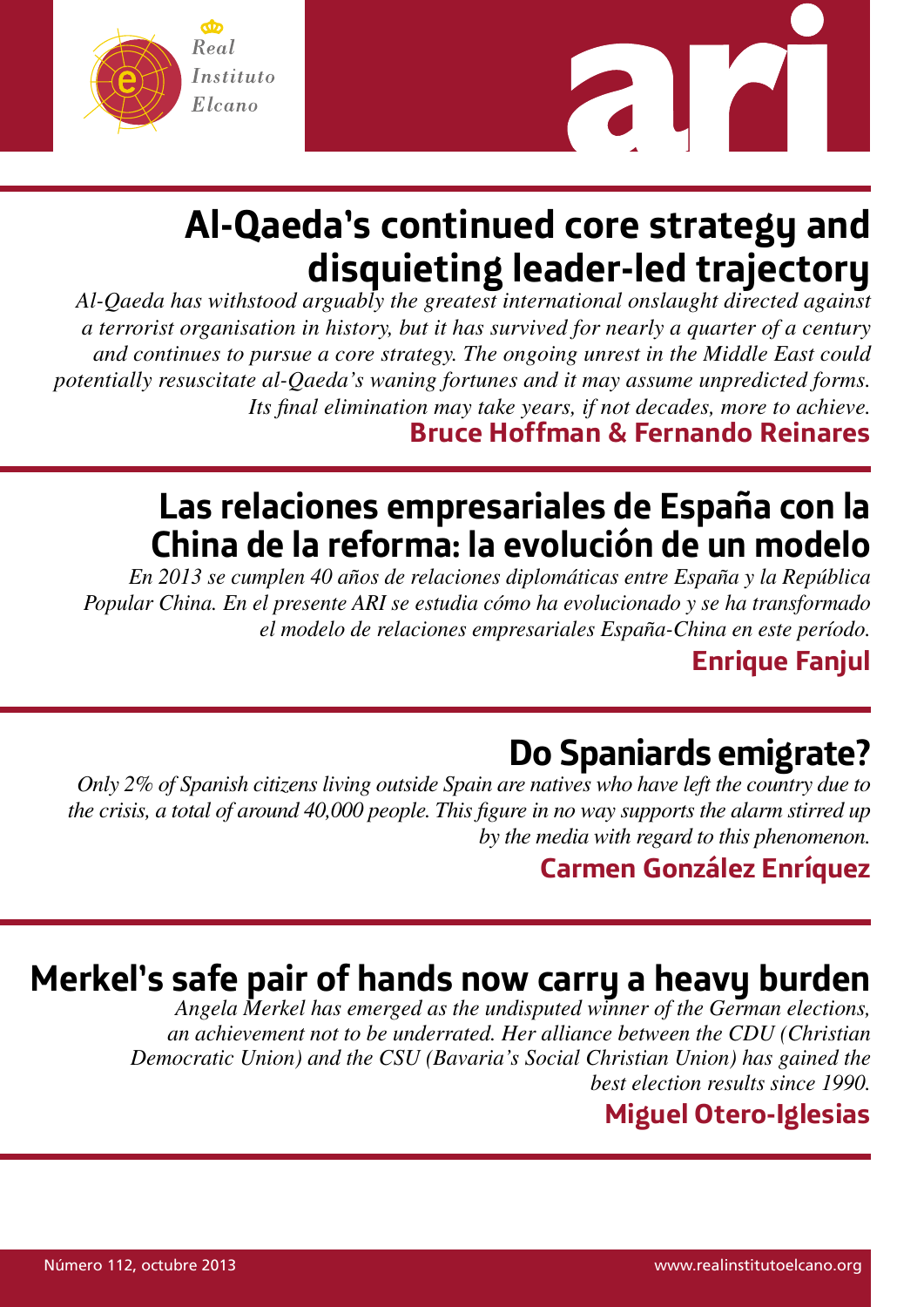Real Instituto Elcano

# ari

## Al-Qaeda's continued core strategy and disquieting leader-led trajectory

*Al-Qaeda has withstood arguably the greatest international onslaught directed against a terrorist organisation in history, but it has survived for nearly a quarter of a century and continues to pursue a core strategy. The ongoing unrest in the Middle East could potentially resuscitate al-Qaeda's waning fortunes and it may assume unpredicted forms. Its final elimination may take years, if not decades, more to achieve.*

**Bruce Hoffman & Fernando Reinares**

## Las relaciones empresariales de España con la China de la reforma: la evolución de un modelo

*En 2013 se cumplen 40 años de relaciones diplomáticas entre España y la República Popular China. En el presente ARI se estudia cómo ha evolucionado y se ha transformado el modelo de relaciones empresariales España-China en este período.*

**Enrique Fanjul**

## Do Spaniards emigrate?

*Only 2% of Spanish citizens living outside Spain are natives who have left the country due to the crisis, a total of around 40,000 people. This figure in no way supports the alarm stirred up by the media with regard to this phenomenon.*

**Carmen González Enríquez**

## Merkel's safe pair of hands now carry a heavy burden

*Angela Merkel has emerged as the undisputed winner of the German elections, an achievement not to be underrated. Her alliance between the CDU (Christian Democratic Union) and the CSU (Bavaria's Social Christian Union) has gained the best election results since 1990.*

**Miguel Otero-Iglesias**

Número 112, octubre 2013

www.realinstitutoelcano.org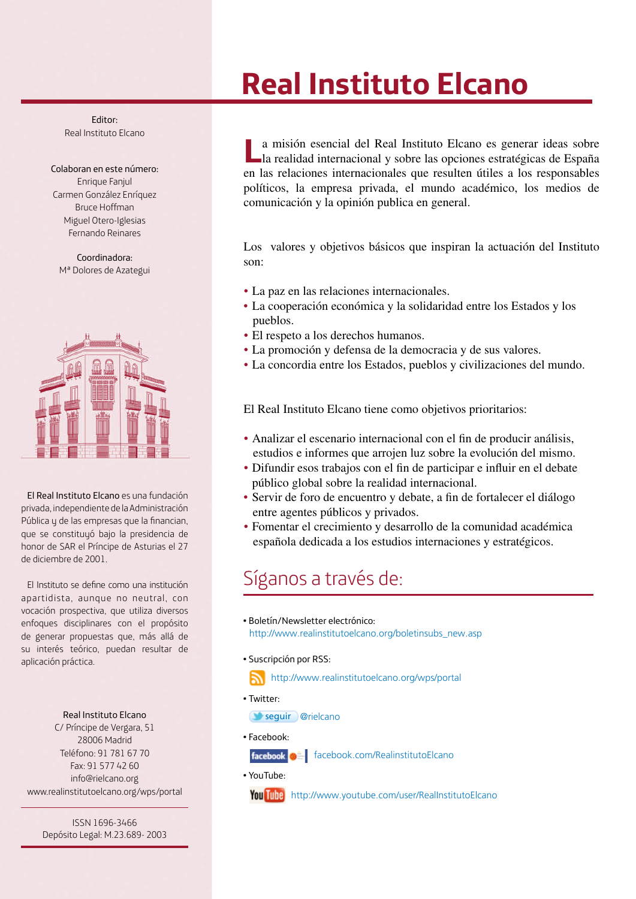# Real Instituto Elcano

La misión esencial del Real Instituto Elcano es generar ideas sobre la realidad internacional y sobre las opciones estratégicas de España en las relaciones internacionales que resulten útiles a los responsables políticos, la empresa privada, el mundo académico, los medios de comunicación y la opinión publica en general.

Los valores y objetivos básicos que inspiran la actuación del Instituto son:

- La paz en las relaciones internacionales.
- La cooperación económica y la solidaridad entre los Estados y los pueblos.
- El respeto a los derechos humanos.
- La promoción y defensa de la democracia y de sus valores.
- La concordia entre los Estados, pueblos y civilizaciones del mundo.

El Real Instituto Elcano tiene como objetivos prioritarios:

- Analizar el escenario internacional con el fin de producir análisis, estudios e informes que arrojen luz sobre la evolución del mismo.
- Difundir esos trabajos con el fin de participar e influir en el debate público global sobre la realidad internacional.
- Servir de foro de encuentro y debate, a fin de fortalecer el diálogo entre agentes públicos y privados.
- Fomentar el crecimiento y desarrollo de la comunidad académica española dedicada a los estudios internaciones y estratégicos.

## Síganos a través de:

- Boletín/Newsletter electrónico:
  http://www.realinstitutoelcano.org/boletinsubs_new.asp
- Suscripción por RSS:
  http://www.realinstitutoelcano.org/wps/portal
- Twitter:
  seguir @rielcano
- Facebook:
  facebook.com/RealinstitutoElcano
- YouTube:
  http://www.youtube.com/user/RealInstitutoElcano

Editor:
Real Instituto Elcano

Colaboran en este número:
Enrique Fanjul
Carmen González Enríquez
Bruce Hoffman
Miguel Otero-Iglesias
Fernando Reinares

Coordinadora:
Mª Dolores de Azategui

El Real Instituto Elcano es una fundación privada, independiente de la Administración Pública y de las empresas que la financian, que se constituyó bajo la presidencia de honor de SAR el Príncipe de Asturias el 27 de diciembre de 2001.

El Instituto se define como una institución apartidista, aunque no neutral, con vocación prospectiva, que utiliza diversos enfoques disciplinares con el propósito de generar propuestas que, más allá de su interés teórico, puedan resultar de aplicación práctica.

Real Instituto Elcano
C/ Príncipe de Vergara, 51
28006 Madrid
Teléfono: 91 781 67 70
Fax: 91 577 42 60
info@rielcano.org
www.realinstitutoelcano.org/wps/portal

ISSN 1696-3466
Depósito Legal: M.23.689- 2003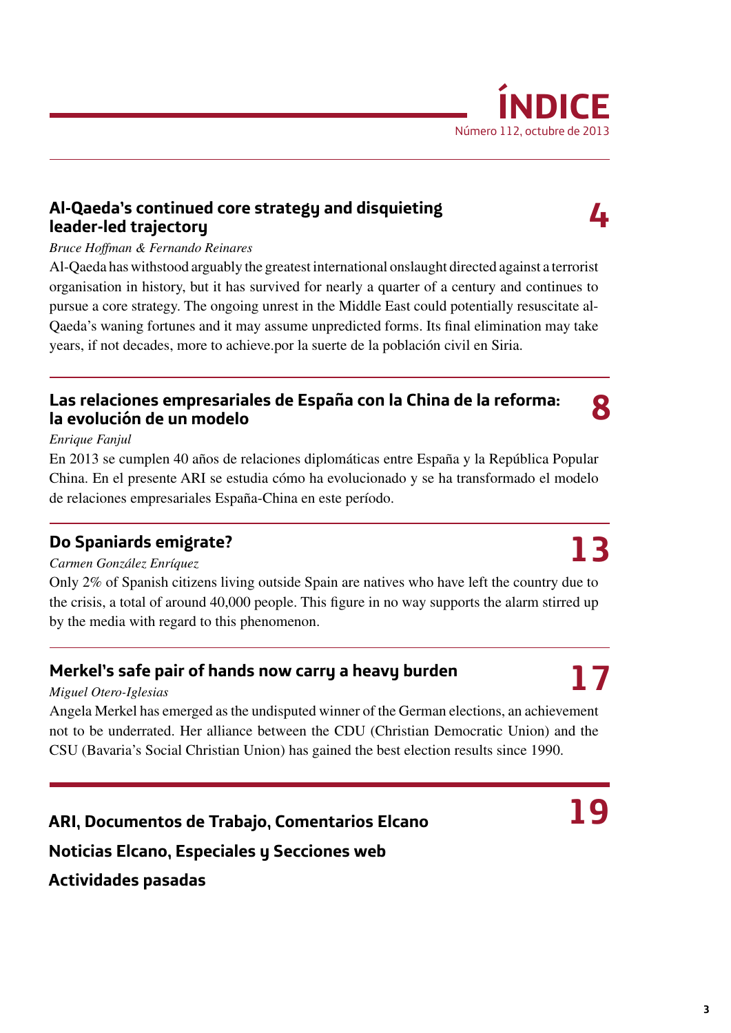# ÍNDICE

Número 112, octubre de 2013

## Al-Qaeda's continued core strategy and disquieting leader-led trajectory — 4

*Bruce Hoffman & Fernando Reinares*

Al-Qaeda has withstood arguably the greatest international onslaught directed against a terrorist organisation in history, but it has survived for nearly a quarter of a century and continues to pursue a core strategy. The ongoing unrest in the Middle East could potentially resuscitate al-Qaeda's waning fortunes and it may assume unpredicted forms. Its final elimination may take years, if not decades, more to achieve.por la suerte de la población civil en Siria.

## Las relaciones empresariales de España con la China de la reforma: la evolución de un modelo — 8

*Enrique Fanjul*

En 2013 se cumplen 40 años de relaciones diplomáticas entre España y la República Popular China. En el presente ARI se estudia cómo ha evolucionado y se ha transformado el modelo de relaciones empresariales España-China en este período.

## Do Spaniards emigrate? — 13

*Carmen González Enríquez*

Only 2% of Spanish citizens living outside Spain are natives who have left the country due to the crisis, a total of around 40,000 people. This figure in no way supports the alarm stirred up by the media with regard to this phenomenon.

## Merkel's safe pair of hands now carry a heavy burden — 17

*Miguel Otero-Iglesias*

Angela Merkel has emerged as the undisputed winner of the German elections, an achievement not to be underrated. Her alliance between the CDU (Christian Democratic Union) and the CSU (Bavaria's Social Christian Union) has gained the best election results since 1990.

## ARI, Documentos de Trabajo, Comentarios Elcano — 19

## Noticias Elcano, Especiales y Secciones web

## Actividades pasadas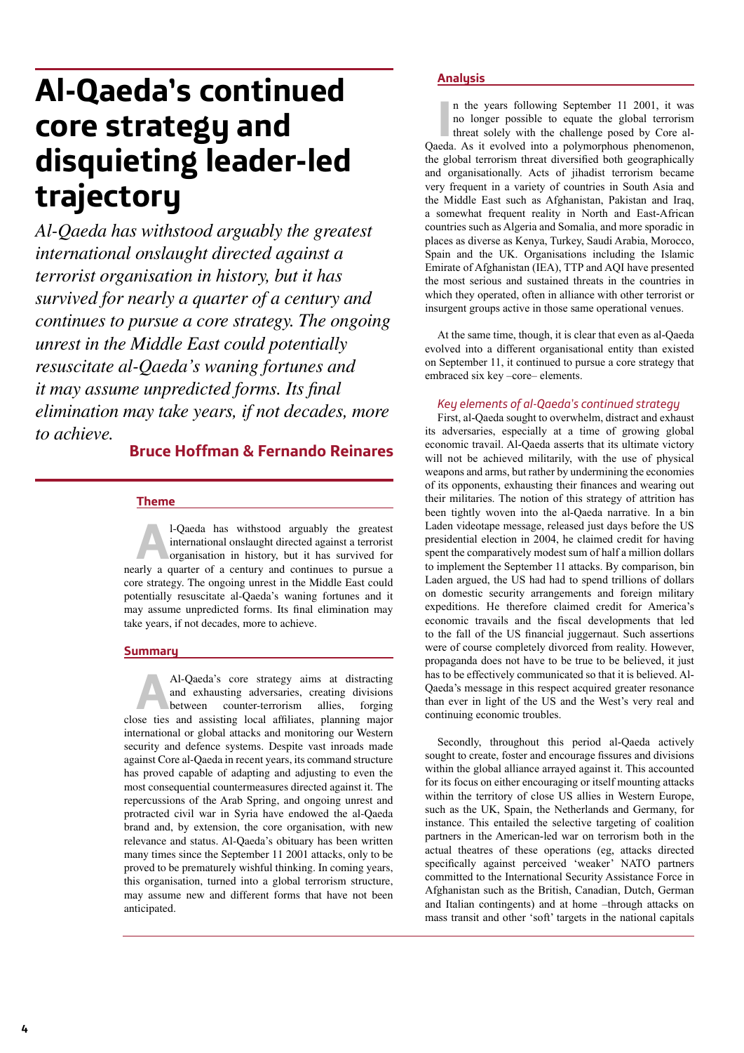# Al-Qaeda's continued core strategy and disquieting leader-led trajectory

*Al-Qaeda has withstood arguably the greatest international onslaught directed against a terrorist organisation in history, but it has survived for nearly a quarter of a century and continues to pursue a core strategy. The ongoing unrest in the Middle East could potentially resuscitate al-Qaeda's waning fortunes and it may assume unpredicted forms. Its final elimination may take years, if not decades, more to achieve.*

**Bruce Hoffman & Fernando Reinares**

## Theme

Al-Qaeda has withstood arguably the greatest international onslaught directed against a terrorist organisation in history, but it has survived for nearly a quarter of a century and continues to pursue a core strategy. The ongoing unrest in the Middle East could potentially resuscitate al-Qaeda's waning fortunes and it may assume unpredicted forms. Its final elimination may take years, if not decades, more to achieve.

## Summary

Al-Qaeda's core strategy aims at distracting and exhausting adversaries, creating divisions between counter-terrorism allies, forging close ties and assisting local affiliates, planning major international or global attacks and monitoring our Western security and defence systems. Despite vast inroads made against Core al-Qaeda in recent years, its command structure has proved capable of adapting and adjusting to even the most consequential countermeasures directed against it. The repercussions of the Arab Spring, and ongoing unrest and protracted civil war in Syria have endowed the al-Qaeda brand and, by extension, the core organisation, with new relevance and status. Al-Qaeda's obituary has been written many times since the September 11 2001 attacks, only to be proved to be prematurely wishful thinking. In coming years, this organisation, turned into a global terrorism structure, may assume new and different forms that have not been anticipated.

## Analysis

In the years following September 11 2001, it was no longer possible to equate the global terrorism threat solely with the challenge posed by Core al-Qaeda. As it evolved into a polymorphous phenomenon, the global terrorism threat diversified both geographically and organisationally. Acts of jihadist terrorism became very frequent in a variety of countries in South Asia and the Middle East such as Afghanistan, Pakistan and Iraq, a somewhat frequent reality in North and East-African countries such as Algeria and Somalia, and more sporadic in places as diverse as Kenya, Turkey, Saudi Arabia, Morocco, Spain and the UK. Organisations including the Islamic Emirate of Afghanistan (IEA), TTP and AQI have presented the most serious and sustained threats in the countries in which they operated, often in alliance with other terrorist or insurgent groups active in those same operational venues.

At the same time, though, it is clear that even as al-Qaeda evolved into a different organisational entity than existed on September 11, it continued to pursue a core strategy that embraced six key –core– elements.

### *Key elements of al-Qaeda's continued strategy*

First, al-Qaeda sought to overwhelm, distract and exhaust its adversaries, especially at a time of growing global economic travail. Al-Qaeda asserts that its ultimate victory will not be achieved militarily, with the use of physical weapons and arms, but rather by undermining the economies of its opponents, exhausting their finances and wearing out their militaries. The notion of this strategy of attrition has been tightly woven into the al-Qaeda narrative. In a bin Laden videotape message, released just days before the US presidential election in 2004, he claimed credit for having spent the comparatively modest sum of half a million dollars to implement the September 11 attacks. By comparison, bin Laden argued, the US had had to spend trillions of dollars on domestic security arrangements and foreign military expeditions. He therefore claimed credit for America's economic travails and the fiscal developments that led to the fall of the US financial juggernaut. Such assertions were of course completely divorced from reality. However, propaganda does not have to be true to be believed, it just has to be effectively communicated so that it is believed. Al-Qaeda's message in this respect acquired greater resonance than ever in light of the US and the West's very real and continuing economic troubles.

Secondly, throughout this period al-Qaeda actively sought to create, foster and encourage fissures and divisions within the global alliance arrayed against it. This accounted for its focus on either encouraging or itself mounting attacks within the territory of close US allies in Western Europe, such as the UK, Spain, the Netherlands and Germany, for instance. This entailed the selective targeting of coalition partners in the American-led war on terrorism both in the actual theatres of these operations (eg, attacks directed specifically against perceived 'weaker' NATO partners committed to the International Security Assistance Force in Afghanistan such as the British, Canadian, Dutch, German and Italian contingents) and at home –through attacks on mass transit and other 'soft' targets in the national capitals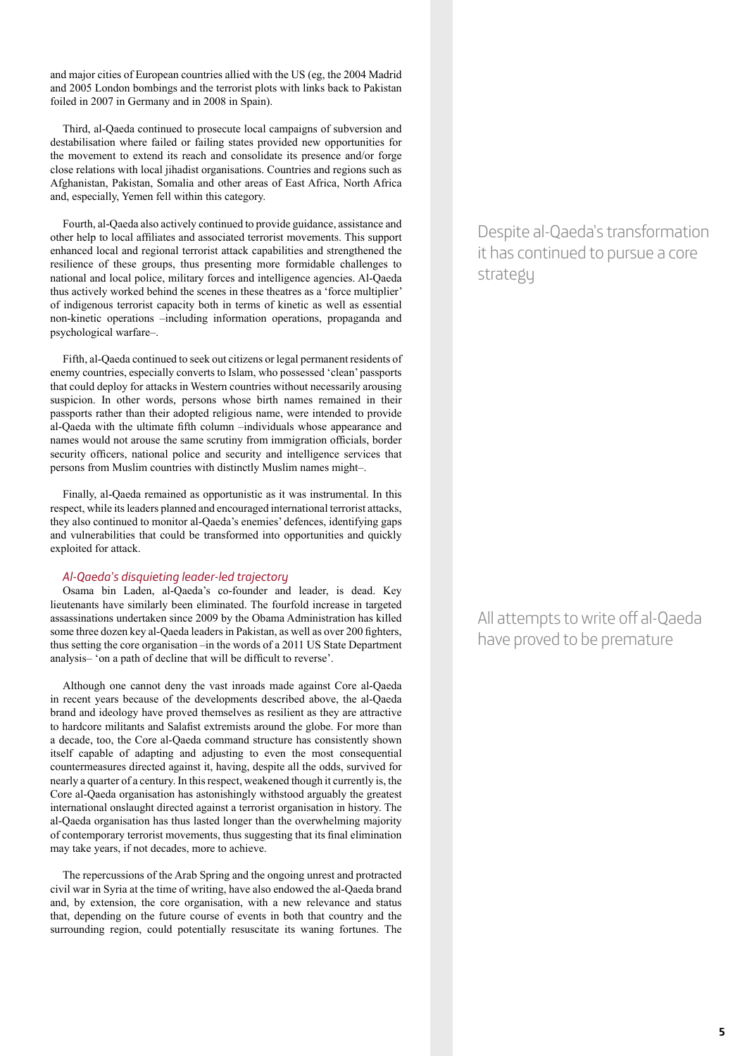and major cities of European countries allied with the US (eg, the 2004 Madrid and 2005 London bombings and the terrorist plots with links back to Pakistan foiled in 2007 in Germany and in 2008 in Spain).

Third, al-Qaeda continued to prosecute local campaigns of subversion and destabilisation where failed or failing states provided new opportunities for the movement to extend its reach and consolidate its presence and/or forge close relations with local jihadist organisations. Countries and regions such as Afghanistan, Pakistan, Somalia and other areas of East Africa, North Africa and, especially, Yemen fell within this category.

Fourth, al-Qaeda also actively continued to provide guidance, assistance and other help to local affiliates and associated terrorist movements. This support enhanced local and regional terrorist attack capabilities and strengthened the resilience of these groups, thus presenting more formidable challenges to national and local police, military forces and intelligence agencies. Al-Qaeda thus actively worked behind the scenes in these theatres as a 'force multiplier' of indigenous terrorist capacity both in terms of kinetic as well as essential non-kinetic operations –including information operations, propaganda and psychological warfare–.

Despite al-Qaeda's transformation it has continued to pursue a core strategy

Fifth, al-Qaeda continued to seek out citizens or legal permanent residents of enemy countries, especially converts to Islam, who possessed 'clean' passports that could deploy for attacks in Western countries without necessarily arousing suspicion. In other words, persons whose birth names remained in their passports rather than their adopted religious name, were intended to provide al-Qaeda with the ultimate fifth column –individuals whose appearance and names would not arouse the same scrutiny from immigration officials, border security officers, national police and security and intelligence services that persons from Muslim countries with distinctly Muslim names might–.

Finally, al-Qaeda remained as opportunistic as it was instrumental. In this respect, while its leaders planned and encouraged international terrorist attacks, they also continued to monitor al-Qaeda's enemies' defences, identifying gaps and vulnerabilities that could be transformed into opportunities and quickly exploited for attack.

### *Al-Qaeda's disquieting leader-led trajectory*

Osama bin Laden, al-Qaeda's co-founder and leader, is dead. Key lieutenants have similarly been eliminated. The fourfold increase in targeted assassinations undertaken since 2009 by the Obama Administration has killed some three dozen key al-Qaeda leaders in Pakistan, as well as over 200 fighters, thus setting the core organisation –in the words of a 2011 US State Department analysis– 'on a path of decline that will be difficult to reverse'.

All attempts to write off al-Qaeda have proved to be premature

Although one cannot deny the vast inroads made against Core al-Qaeda in recent years because of the developments described above, the al-Qaeda brand and ideology have proved themselves as resilient as they are attractive to hardcore militants and Salafist extremists around the globe. For more than a decade, too, the Core al-Qaeda command structure has consistently shown itself capable of adapting and adjusting to even the most consequential countermeasures directed against it, having, despite all the odds, survived for nearly a quarter of a century. In this respect, weakened though it currently is, the Core al-Qaeda organisation has astonishingly withstood arguably the greatest international onslaught directed against a terrorist organisation in history. The al-Qaeda organisation has thus lasted longer than the overwhelming majority of contemporary terrorist movements, thus suggesting that its final elimination may take years, if not decades, more to achieve.

The repercussions of the Arab Spring and the ongoing unrest and protracted civil war in Syria at the time of writing, have also endowed the al-Qaeda brand and, by extension, the core organisation, with a new relevance and status that, depending on the future course of events in both that country and the surrounding region, could potentially resuscitate its waning fortunes. The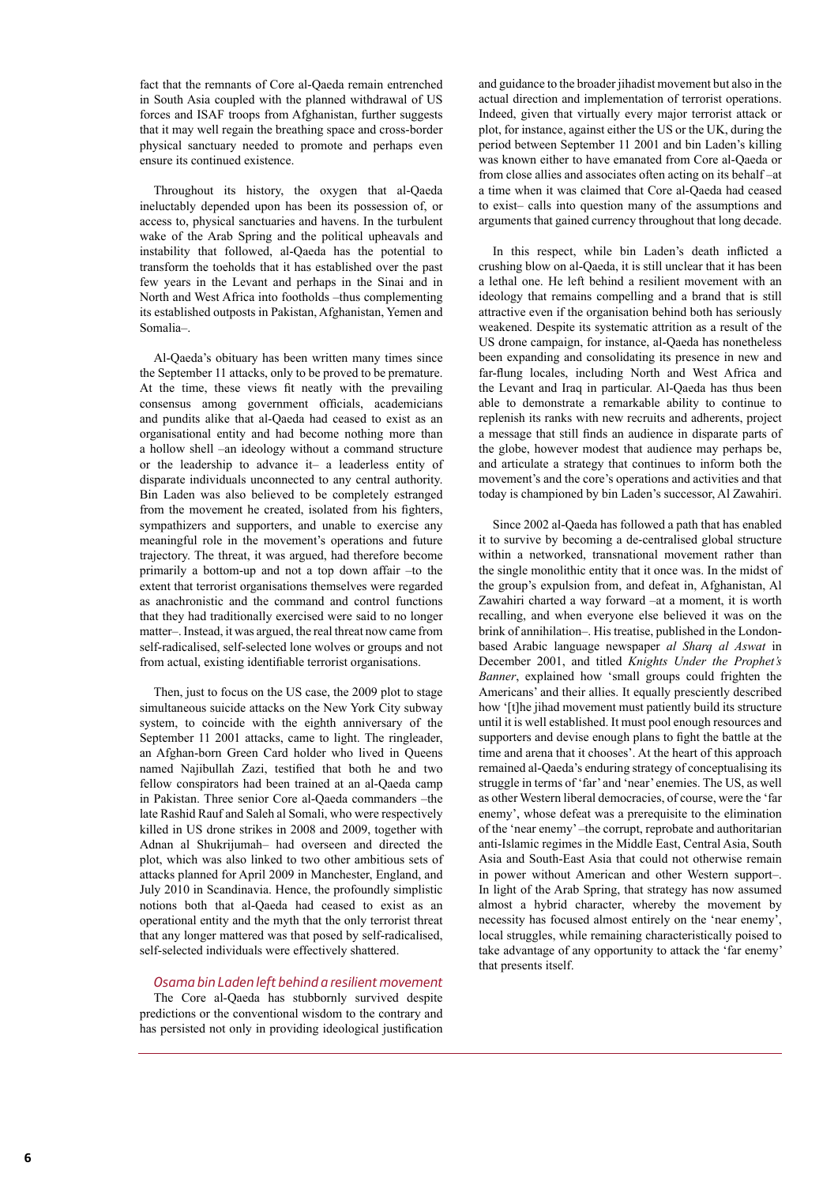fact that the remnants of Core al-Qaeda remain entrenched in South Asia coupled with the planned withdrawal of US forces and ISAF troops from Afghanistan, further suggests that it may well regain the breathing space and cross-border physical sanctuary needed to promote and perhaps even ensure its continued existence.

Throughout its history, the oxygen that al-Qaeda ineluctably depended upon has been its possession of, or access to, physical sanctuaries and havens. In the turbulent wake of the Arab Spring and the political upheavals and instability that followed, al-Qaeda has the potential to transform the toeholds that it has established over the past few years in the Levant and perhaps in the Sinai and in North and West Africa into footholds –thus complementing its established outposts in Pakistan, Afghanistan, Yemen and Somalia–.

Al-Qaeda's obituary has been written many times since the September 11 attacks, only to be proved to be premature. At the time, these views fit neatly with the prevailing consensus among government officials, academicians and pundits alike that al-Qaeda had ceased to exist as an organisational entity and had become nothing more than a hollow shell –an ideology without a command structure or the leadership to advance it– a leaderless entity of disparate individuals unconnected to any central authority. Bin Laden was also believed to be completely estranged from the movement he created, isolated from his fighters, sympathizers and supporters, and unable to exercise any meaningful role in the movement's operations and future trajectory. The threat, it was argued, had therefore become primarily a bottom-up and not a top down affair –to the extent that terrorist organisations themselves were regarded as anachronistic and the command and control functions that they had traditionally exercised were said to no longer matter–. Instead, it was argued, the real threat now came from self-radicalised, self-selected lone wolves or groups and not from actual, existing identifiable terrorist organisations.

Then, just to focus on the US case, the 2009 plot to stage simultaneous suicide attacks on the New York City subway system, to coincide with the eighth anniversary of the September 11 2001 attacks, came to light. The ringleader, an Afghan-born Green Card holder who lived in Queens named Najibullah Zazi, testified that both he and two fellow conspirators had been trained at an al-Qaeda camp in Pakistan. Three senior Core al-Qaeda commanders –the late Rashid Rauf and Saleh al Somali, who were respectively killed in US drone strikes in 2008 and 2009, together with Adnan al Shukrijumah– had overseen and directed the plot, which was also linked to two other ambitious sets of attacks planned for April 2009 in Manchester, England, and July 2010 in Scandinavia. Hence, the profoundly simplistic notions both that al-Qaeda had ceased to exist as an operational entity and the myth that the only terrorist threat that any longer mattered was that posed by self-radicalised, self-selected individuals were effectively shattered.

### *Osama bin Laden left behind a resilient movement*

The Core al-Qaeda has stubbornly survived despite predictions or the conventional wisdom to the contrary and has persisted not only in providing ideological justification and guidance to the broader jihadist movement but also in the actual direction and implementation of terrorist operations. Indeed, given that virtually every major terrorist attack or plot, for instance, against either the US or the UK, during the period between September 11 2001 and bin Laden's killing was known either to have emanated from Core al-Qaeda or from close allies and associates often acting on its behalf –at a time when it was claimed that Core al-Qaeda had ceased to exist– calls into question many of the assumptions and arguments that gained currency throughout that long decade.

In this respect, while bin Laden's death inflicted a crushing blow on al-Qaeda, it is still unclear that it has been a lethal one. He left behind a resilient movement with an ideology that remains compelling and a brand that is still attractive even if the organisation behind both has seriously weakened. Despite its systematic attrition as a result of the US drone campaign, for instance, al-Qaeda has nonetheless been expanding and consolidating its presence in new and far-flung locales, including North and West Africa and the Levant and Iraq in particular. Al-Qaeda has thus been able to demonstrate a remarkable ability to continue to replenish its ranks with new recruits and adherents, project a message that still finds an audience in disparate parts of the globe, however modest that audience may perhaps be, and articulate a strategy that continues to inform both the movement's and the core's operations and activities and that today is championed by bin Laden's successor, Al Zawahiri.

Since 2002 al-Qaeda has followed a path that has enabled it to survive by becoming a de-centralised global structure within a networked, transnational movement rather than the single monolithic entity that it once was. In the midst of the group's expulsion from, and defeat in, Afghanistan, Al Zawahiri charted a way forward –at a moment, it is worth recalling, and when everyone else believed it was on the brink of annihilation–. His treatise, published in the London-based Arabic language newspaper *al Sharq al Aswat* in December 2001, and titled *Knights Under the Prophet's Banner*, explained how 'small groups could frighten the Americans' and their allies. It equally presciently described how '[t]he jihad movement must patiently build its structure until it is well established. It must pool enough resources and supporters and devise enough plans to fight the battle at the time and arena that it chooses'. At the heart of this approach remained al-Qaeda's enduring strategy of conceptualising its struggle in terms of 'far' and 'near' enemies. The US, as well as other Western liberal democracies, of course, were the 'far enemy', whose defeat was a prerequisite to the elimination of the 'near enemy' –the corrupt, reprobate and authoritarian anti-Islamic regimes in the Middle East, Central Asia, South Asia and South-East Asia that could not otherwise remain in power without American and other Western support–. In light of the Arab Spring, that strategy has now assumed almost a hybrid character, whereby the movement by necessity has focused almost entirely on the 'near enemy', local struggles, while remaining characteristically poised to take advantage of any opportunity to attack the 'far enemy' that presents itself.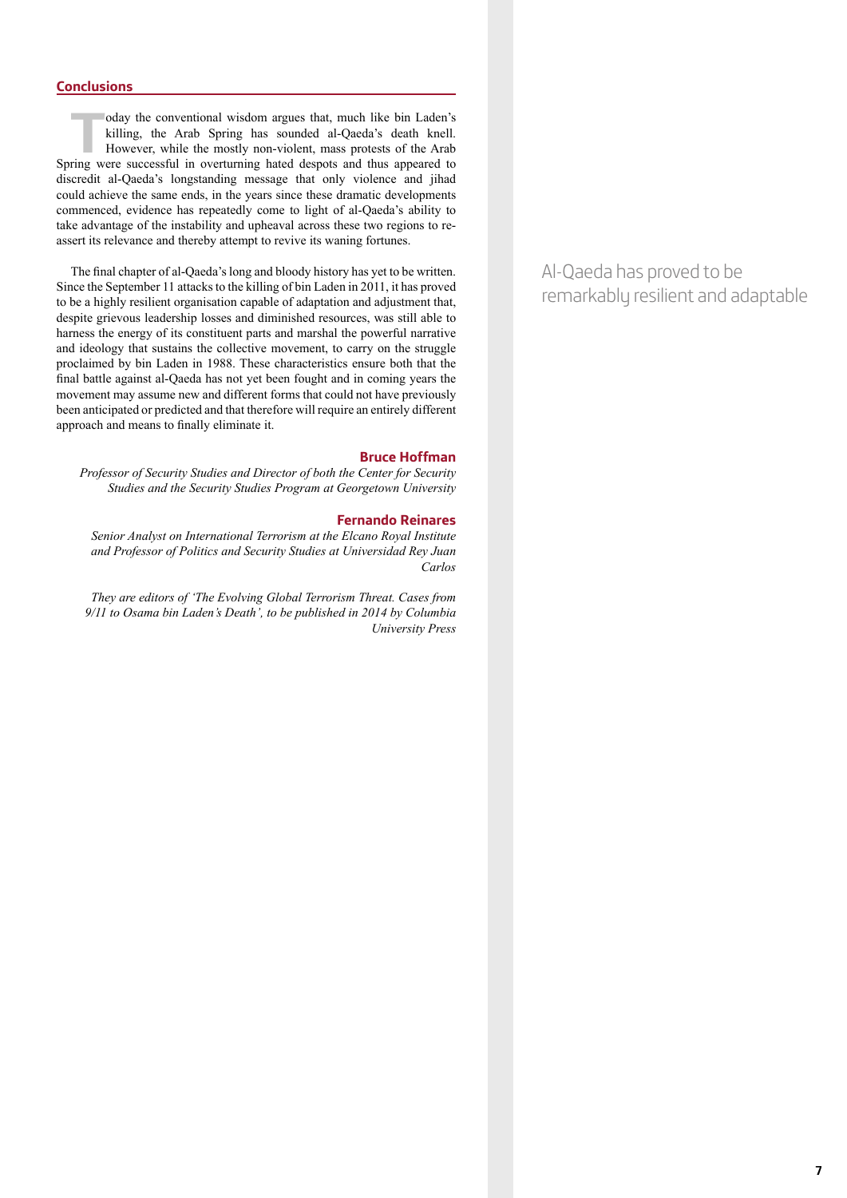## Conclusions

Today the conventional wisdom argues that, much like bin Laden's killing, the Arab Spring has sounded al-Qaeda's death knell. However, while the mostly non-violent, mass protests of the Arab Spring were successful in overturning hated despots and thus appeared to discredit al-Qaeda's longstanding message that only violence and jihad could achieve the same ends, in the years since these dramatic developments commenced, evidence has repeatedly come to light of al-Qaeda's ability to take advantage of the instability and upheaval across these two regions to re-assert its relevance and thereby attempt to revive its waning fortunes.

The final chapter of al-Qaeda's long and bloody history has yet to be written. Since the September 11 attacks to the killing of bin Laden in 2011, it has proved to be a highly resilient organisation capable of adaptation and adjustment that, despite grievous leadership losses and diminished resources, was still able to harness the energy of its constituent parts and marshal the powerful narrative and ideology that sustains the collective movement, to carry on the struggle proclaimed by bin Laden in 1988. These characteristics ensure both that the final battle against al-Qaeda has not yet been fought and in coming years the movement may assume new and different forms that could not have previously been anticipated or predicted and that therefore will require an entirely different approach and means to finally eliminate it.

Al-Qaeda has proved to be remarkably resilient and adaptable

**Bruce Hoffman**
*Professor of Security Studies and Director of both the Center for Security Studies and the Security Studies Program at Georgetown University*

**Fernando Reinares**
*Senior Analyst on International Terrorism at the Elcano Royal Institute and Professor of Politics and Security Studies at Universidad Rey Juan Carlos*

*They are editors of 'The Evolving Global Terrorism Threat. Cases from 9/11 to Osama bin Laden's Death', to be published in 2014 by Columbia University Press*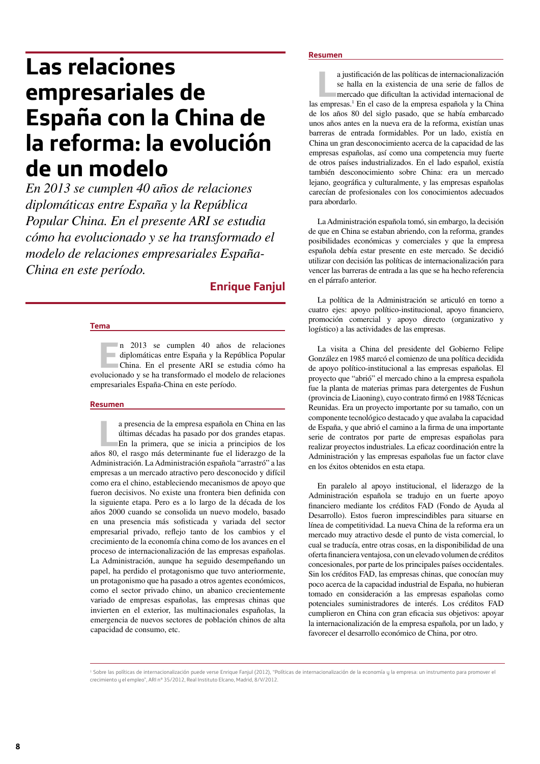# Las relaciones empresariales de España con la China de la reforma: la evolución de un modelo

*En 2013 se cumplen 40 años de relaciones diplomáticas entre España y la República Popular China. En el presente ARI se estudia cómo ha evolucionado y se ha transformado el modelo de relaciones empresariales España-China en este período.*

**Enrique Fanjul**

## Tema

En 2013 se cumplen 40 años de relaciones diplomáticas entre España y la República Popular China. En el presente ARI se estudia cómo ha evolucionado y se ha transformado el modelo de relaciones empresariales España-China en este período.

## Resumen

La presencia de la empresa española en China en las últimas décadas ha pasado por dos grandes etapas. En la primera, que se inicia a principios de los años 80, el rasgo más determinante fue el liderazgo de la Administración. La Administración española "arrastró" a las empresas a un mercado atractivo pero desconocido y difícil como era el chino, estableciendo mecanismos de apoyo que fueron decisivos. No existe una frontera bien definida con la siguiente etapa. Pero es a lo largo de la década de los años 2000 cuando se consolida un nuevo modelo, basado en una presencia más sofisticada y variada del sector empresarial privado, reflejo tanto de los cambios y el crecimiento de la economía china como de los avances en el proceso de internacionalización de las empresas españolas. La Administración, aunque ha seguido desempeñando un papel, ha perdido el protagonismo que tuvo anteriormente, un protagonismo que ha pasado a otros agentes económicos, como el sector privado chino, un abanico crecientemente variado de empresas españolas, las empresas chinas que invierten en el exterior, las multinacionales españolas, la emergencia de nuevos sectores de población chinos de alta capacidad de consumo, etc.

## Resumen

La justificación de las políticas de internacionalización se halla en la existencia de una serie de fallos de mercado que dificultan la actividad internacional de las empresas.[1] En el caso de la empresa española y la China de los años 80 del siglo pasado, que se había embarcado unos años antes en la nueva era de la reforma, existían unas barreras de entrada formidables. Por un lado, existía en China un gran desconocimiento acerca de la capacidad de las empresas españolas, así como una competencia muy fuerte de otros países industrializados. En el lado español, existía también desconocimiento sobre China: era un mercado lejano, geográfica y culturalmente, y las empresas españolas carecían de profesionales con los conocimientos adecuados para abordarlo.

La Administración española tomó, sin embargo, la decisión de que en China se estaban abriendo, con la reforma, grandes posibilidades económicas y comerciales y que la empresa española debía estar presente en este mercado. Se decidió utilizar con decisión las políticas de internacionalización para vencer las barreras de entrada a las que se ha hecho referencia en el párrafo anterior.

La política de la Administración se articuló en torno a cuatro ejes: apoyo político-institucional, apoyo financiero, promoción comercial y apoyo directo (organizativo y logístico) a las actividades de las empresas.

La visita a China del presidente del Gobierno Felipe González en 1985 marcó el comienzo de una política decidida de apoyo político-institucional a las empresas españolas. El proyecto que "abrió" el mercado chino a la empresa española fue la planta de materias primas para detergentes de Fushun (provincia de Liaoning), cuyo contrato firmó en 1988 Técnicas Reunidas. Era un proyecto importante por su tamaño, con un componente tecnológico destacado y que avalaba la capacidad de España, y que abrió el camino a la firma de una importante serie de contratos por parte de empresas españolas para realizar proyectos industriales. La eficaz coordinación entre la Administración y las empresas españolas fue un factor clave en los éxitos obtenidos en esta etapa.

En paralelo al apoyo institucional, el liderazgo de la Administración española se tradujo en un fuerte apoyo financiero mediante los créditos FAD (Fondo de Ayuda al Desarrollo). Estos fueron imprescindibles para situarse en línea de competitividad. La nueva China de la reforma era un mercado muy atractivo desde el punto de vista comercial, lo cual se traducía, entre otras cosas, en la disponibilidad de una oferta financiera ventajosa, con un elevado volumen de créditos concesionales, por parte de los principales países occidentales. Sin los créditos FAD, las empresas chinas, que conocían muy poco acerca de la capacidad industrial de España, no hubieran tomado en consideración a las empresas españolas como potenciales suministradores de interés. Los créditos FAD cumplieron en China con gran eficacia sus objetivos: apoyar la internacionalización de la empresa española, por un lado, y favorecer el desarrollo económico de China, por otro.

---

[1] Sobre las políticas de internacionalización puede verse Enrique Fanjul (2012), "Políticas de internacionalización de la economía y la empresa: un instrumento para promover el crecimiento y el empleo", ARI nº 35/2012, Real Instituto Elcano, Madrid, 8/V/2012.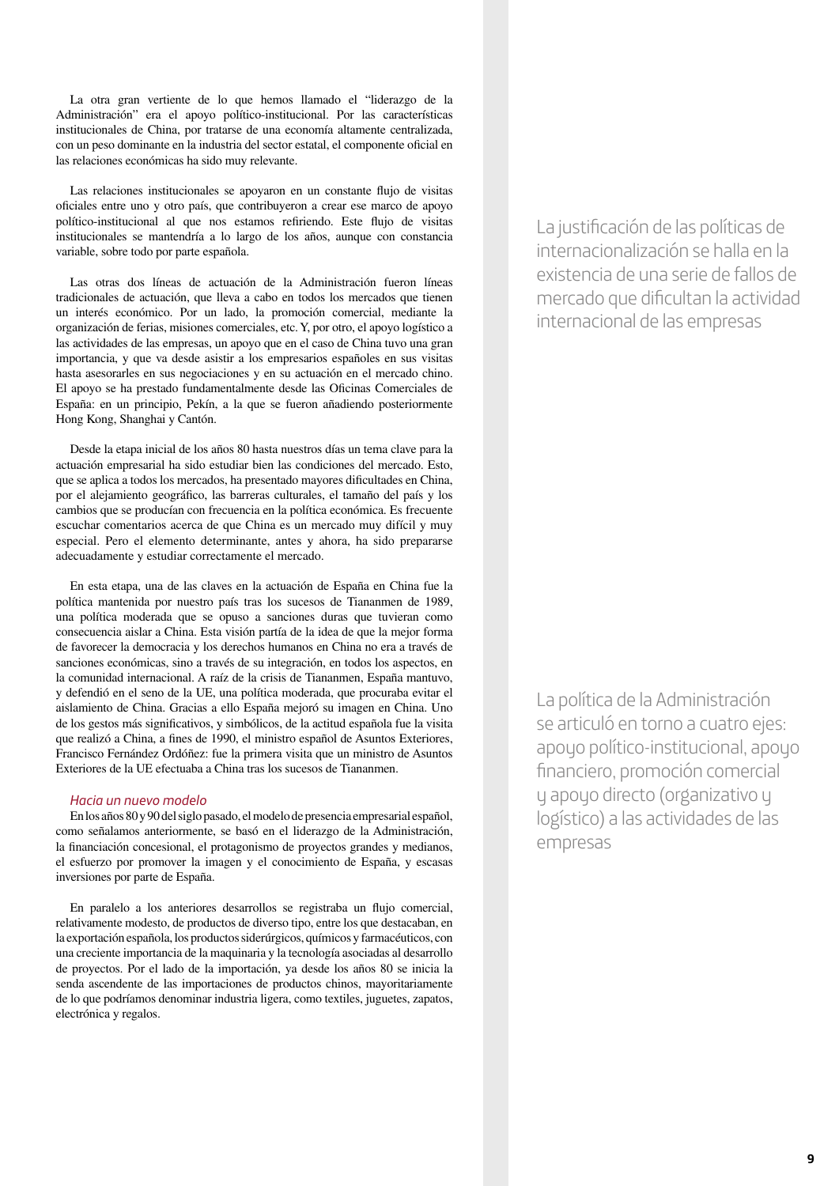La otra gran vertiente de lo que hemos llamado el "liderazgo de la Administración" era el apoyo político-institucional. Por las características institucionales de China, por tratarse de una economía altamente centralizada, con un peso dominante en la industria del sector estatal, el componente oficial en las relaciones económicas ha sido muy relevante.

Las relaciones institucionales se apoyaron en un constante flujo de visitas oficiales entre uno y otro país, que contribuyeron a crear ese marco de apoyo político-institucional al que nos estamos refiriendo. Este flujo de visitas institucionales se mantendría a lo largo de los años, aunque con constancia variable, sobre todo por parte española.

> La justificación de las políticas de internacionalización se halla en la existencia de una serie de fallos de mercado que dificultan la actividad internacional de las empresas

Las otras dos líneas de actuación de la Administración fueron líneas tradicionales de actuación, que lleva a cabo en todos los mercados que tienen un interés económico. Por un lado, la promoción comercial, mediante la organización de ferias, misiones comerciales, etc. Y, por otro, el apoyo logístico a las actividades de las empresas, un apoyo que en el caso de China tuvo una gran importancia, y que va desde asistir a los empresarios españoles en sus visitas hasta asesorarles en sus negociaciones y en su actuación en el mercado chino. El apoyo se ha prestado fundamentalmente desde las Oficinas Comerciales de España: en un principio, Pekín, a la que se fueron añadiendo posteriormente Hong Kong, Shanghai y Cantón.

Desde la etapa inicial de los años 80 hasta nuestros días un tema clave para la actuación empresarial ha sido estudiar bien las condiciones del mercado. Esto, que se aplica a todos los mercados, ha presentado mayores dificultades en China, por el alejamiento geográfico, las barreras culturales, el tamaño del país y los cambios que se producían con frecuencia en la política económica. Es frecuente escuchar comentarios acerca de que China es un mercado muy difícil y muy especial. Pero el elemento determinante, antes y ahora, ha sido prepararse adecuadamente y estudiar correctamente el mercado.

En esta etapa, una de las claves en la actuación de España en China fue la política mantenida por nuestro país tras los sucesos de Tiananmen de 1989, una política moderada que se opuso a sanciones duras que tuvieran como consecuencia aislar a China. Esta visión partía de la idea de que la mejor forma de favorecer la democracia y los derechos humanos en China no era a través de sanciones económicas, sino a través de su integración, en todos los aspectos, en la comunidad internacional. A raíz de la crisis de Tiananmen, España mantuvo, y defendió en el seno de la UE, una política moderada, que procuraba evitar el aislamiento de China. Gracias a ello España mejoró su imagen en China. Uno de los gestos más significativos, y simbólicos, de la actitud española fue la visita que realizó a China, a fines de 1990, el ministro español de Asuntos Exteriores, Francisco Fernández Ordóñez: fue la primera visita que un ministro de Asuntos Exteriores de la UE efectuaba a China tras los sucesos de Tiananmen.

> La política de la Administración se articuló en torno a cuatro ejes: apoyo político-institucional, apoyo financiero, promoción comercial y apoyo directo (organizativo y logístico) a las actividades de las empresas

### *Hacia un nuevo modelo*

En los años 80 y 90 del siglo pasado, el modelo de presencia empresarial español, como señalamos anteriormente, se basó en el liderazgo de la Administración, la financiación concesional, el protagonismo de proyectos grandes y medianos, el esfuerzo por promover la imagen y el conocimiento de España, y escasas inversiones por parte de España.

En paralelo a los anteriores desarrollos se registraba un flujo comercial, relativamente modesto, de productos de diverso tipo, entre los que destacaban, en la exportación española, los productos siderúrgicos, químicos y farmacéuticos, con una creciente importancia de la maquinaria y la tecnología asociadas al desarrollo de proyectos. Por el lado de la importación, ya desde los años 80 se inicia la senda ascendente de las importaciones de productos chinos, mayoritariamente de lo que podríamos denominar industria ligera, como textiles, juguetes, zapatos, electrónica y regalos.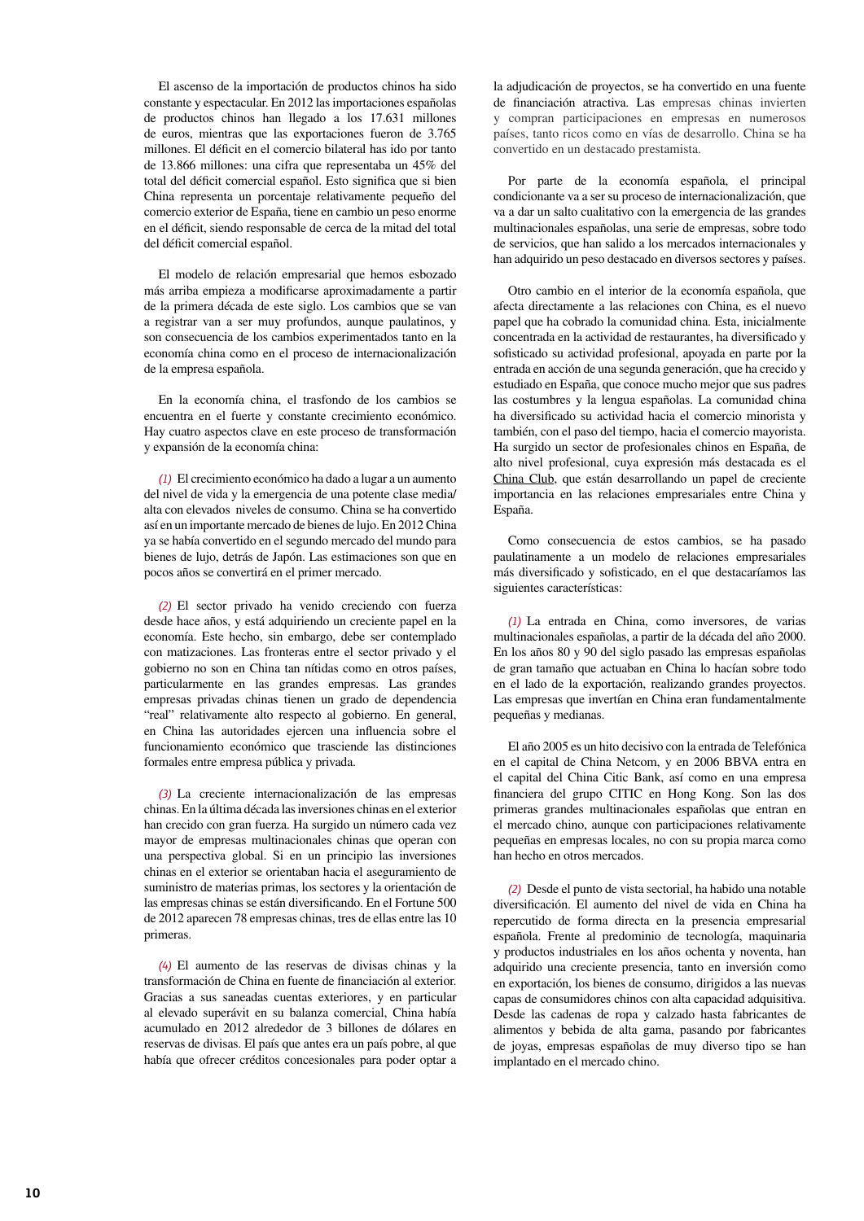El ascenso de la importación de productos chinos ha sido constante y espectacular. En 2012 las importaciones españolas de productos chinos han llegado a los 17.631 millones de euros, mientras que las exportaciones fueron de 3.765 millones. El déficit en el comercio bilateral has ido por tanto de 13.866 millones: una cifra que representaba un 45% del total del déficit comercial español. Esto significa que si bien China representa un porcentaje relativamente pequeño del comercio exterior de España, tiene en cambio un peso enorme en el déficit, siendo responsable de cerca de la mitad del total del déficit comercial español.

El modelo de relación empresarial que hemos esbozado más arriba empieza a modificarse aproximadamente a partir de la primera década de este siglo. Los cambios que se van a registrar van a ser muy profundos, aunque paulatinos, y son consecuencia de los cambios experimentados tanto en la economía china como en el proceso de internacionalización de la empresa española.

En la economía china, el trasfondo de los cambios se encuentra en el fuerte y constante crecimiento económico. Hay cuatro aspectos clave en este proceso de transformación y expansión de la economía china:

*(1)* El crecimiento económico ha dado a lugar a un aumento del nivel de vida y la emergencia de una potente clase media/alta con elevados niveles de consumo. China se ha convertido así en un importante mercado de bienes de lujo. En 2012 China ya se había convertido en el segundo mercado del mundo para bienes de lujo, detrás de Japón. Las estimaciones son que en pocos años se convertirá en el primer mercado.

*(2)* El sector privado ha venido creciendo con fuerza desde hace años, y está adquiriendo un creciente papel en la economía. Este hecho, sin embargo, debe ser contemplado con matizaciones. Las fronteras entre el sector privado y el gobierno no son en China tan nítidas como en otros países, particularmente en las grandes empresas. Las grandes empresas privadas chinas tienen un grado de dependencia "real" relativamente alto respecto al gobierno. En general, en China las autoridades ejercen una influencia sobre el funcionamiento económico que trasciende las distinciones formales entre empresa pública y privada.

*(3)* La creciente internacionalización de las empresas chinas. En la última década las inversiones chinas en el exterior han crecido con gran fuerza. Ha surgido un número cada vez mayor de empresas multinacionales chinas que operan con una perspectiva global. Si en un principio las inversiones chinas en el exterior se orientaban hacia el aseguramiento de suministro de materias primas, los sectores y la orientación de las empresas chinas se están diversificando. En el Fortune 500 de 2012 aparecen 78 empresas chinas, tres de ellas entre las 10 primeras.

*(4)* El aumento de las reservas de divisas chinas y la transformación de China en fuente de financiación al exterior. Gracias a sus saneadas cuentas exteriores, y en particular al elevado superávit en su balanza comercial, China había acumulado en 2012 alrededor de 3 billones de dólares en reservas de divisas. El país que antes era un país pobre, al que había que ofrecer créditos concesionales para poder optar a la adjudicación de proyectos, se ha convertido en una fuente de financiación atractiva. Las empresas chinas invierten y compran participaciones en empresas en numerosos países, tanto ricos como en vías de desarrollo. China se ha convertido en un destacado prestamista.

Por parte de la economía española, el principal condicionante va a ser su proceso de internacionalización, que va a dar un salto cualitativo con la emergencia de las grandes multinacionales españolas, una serie de empresas, sobre todo de servicios, que han salido a los mercados internacionales y han adquirido un peso destacado en diversos sectores y países.

Otro cambio en el interior de la economía española, que afecta directamente a las relaciones con China, es el nuevo papel que ha cobrado la comunidad china. Esta, inicialmente concentrada en la actividad de restaurantes, ha diversificado y sofisticado su actividad profesional, apoyada en parte por la entrada en acción de una segunda generación, que ha crecido y estudiado en España, que conoce mucho mejor que sus padres las costumbres y la lengua españolas. La comunidad china ha diversificado su actividad hacia el comercio minorista y también, con el paso del tiempo, hacia el comercio mayorista. Ha surgido un sector de profesionales chinos en España, de alto nivel profesional, cuya expresión más destacada es el China Club, que están desarrollando un papel de creciente importancia en las relaciones empresariales entre China y España.

Como consecuencia de estos cambios, se ha pasado paulatinamente a un modelo de relaciones empresariales más diversificado y sofisticado, en el que destacaríamos las siguientes características:

*(1)* La entrada en China, como inversores, de varias multinacionales españolas, a partir de la década del año 2000. En los años 80 y 90 del siglo pasado las empresas españolas de gran tamaño que actuaban en China lo hacían sobre todo en el lado de la exportación, realizando grandes proyectos. Las empresas que invertían en China eran fundamentalmente pequeñas y medianas.

El año 2005 es un hito decisivo con la entrada de Telefónica en el capital de China Netcom, y en 2006 BBVA entra en el capital del China Citic Bank, así como en una empresa financiera del grupo CITIC en Hong Kong. Son las dos primeras grandes multinacionales españolas que entran en el mercado chino, aunque con participaciones relativamente pequeñas en empresas locales, no con su propia marca como han hecho en otros mercados.

*(2)* Desde el punto de vista sectorial, ha habido una notable diversificación. El aumento del nivel de vida en China ha repercutido de forma directa en la presencia empresarial española. Frente al predominio de tecnología, maquinaria y productos industriales en los años ochenta y noventa, han adquirido una creciente presencia, tanto en inversión como en exportación, los bienes de consumo, dirigidos a las nuevas capas de consumidores chinos con alta capacidad adquisitiva. Desde las cadenas de ropa y calzado hasta fabricantes de alimentos y bebida de alta gama, pasando por fabricantes de joyas, empresas españolas de muy diverso tipo se han implantado en el mercado chino.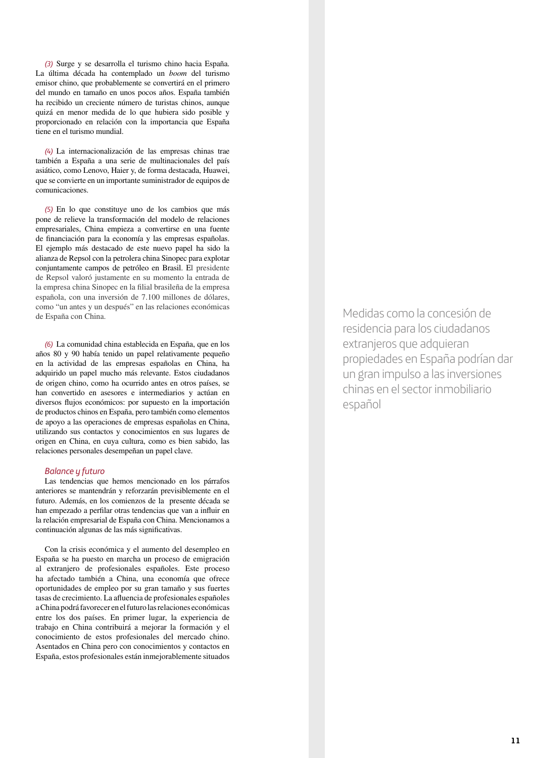*(3)* Surge y se desarrolla el turismo chino hacia España. La última década ha contemplado un *boom* del turismo emisor chino, que probablemente se convertirá en el primero del mundo en tamaño en unos pocos años. España también ha recibido un creciente número de turistas chinos, aunque quizá en menor medida de lo que hubiera sido posible y proporcionado en relación con la importancia que España tiene en el turismo mundial.

*(4)* La internacionalización de las empresas chinas trae también a España a una serie de multinacionales del país asiático, como Lenovo, Haier y, de forma destacada, Huawei, que se convierte en un importante suministrador de equipos de comunicaciones.

*(5)* En lo que constituye uno de los cambios que más pone de relieve la transformación del modelo de relaciones empresariales, China empieza a convertirse en una fuente de financiación para la economía y las empresas españolas. El ejemplo más destacado de este nuevo papel ha sido la alianza de Repsol con la petrolera china Sinopec para explotar conjuntamente campos de petróleo en Brasil. El presidente de Repsol valoró justamente en su momento la entrada de la empresa china Sinopec en la filial brasileña de la empresa española, con una inversión de 7.100 millones de dólares, como "un antes y un después" en las relaciones económicas de España con China.

*(6)* La comunidad china establecida en España, que en los años 80 y 90 había tenido un papel relativamente pequeño en la actividad de las empresas españolas en China, ha adquirido un papel mucho más relevante. Estos ciudadanos de origen chino, como ha ocurrido antes en otros países, se han convertido en asesores e intermediarios y actúan en diversos flujos económicos: por supuesto en la importación de productos chinos en España, pero también como elementos de apoyo a las operaciones de empresas españolas en China, utilizando sus contactos y conocimientos en sus lugares de origen en China, en cuya cultura, como es bien sabido, las relaciones personales desempeñan un papel clave.

### *Balance y futuro*

Las tendencias que hemos mencionado en los párrafos anteriores se mantendrán y reforzarán previsiblemente en el futuro. Además, en los comienzos de la presente década se han empezado a perfilar otras tendencias que van a influir en la relación empresarial de España con China. Mencionamos a continuación algunas de las más significativas.

Con la crisis económica y el aumento del desempleo en España se ha puesto en marcha un proceso de emigración al extranjero de profesionales españoles. Este proceso ha afectado también a China, una economía que ofrece oportunidades de empleo por su gran tamaño y sus fuertes tasas de crecimiento. La afluencia de profesionales españoles a China podrá favorecer en el futuro las relaciones económicas entre los dos países. En primer lugar, la experiencia de trabajo en China contribuirá a mejorar la formación y el conocimiento de estos profesionales del mercado chino. Asentados en China pero con conocimientos y contactos en España, estos profesionales están inmejorablemente situados

> Medidas como la concesión de residencia para los ciudadanos extranjeros que adquieran propiedades en España podrían dar un gran impulso a las inversiones chinas en el sector inmobiliario español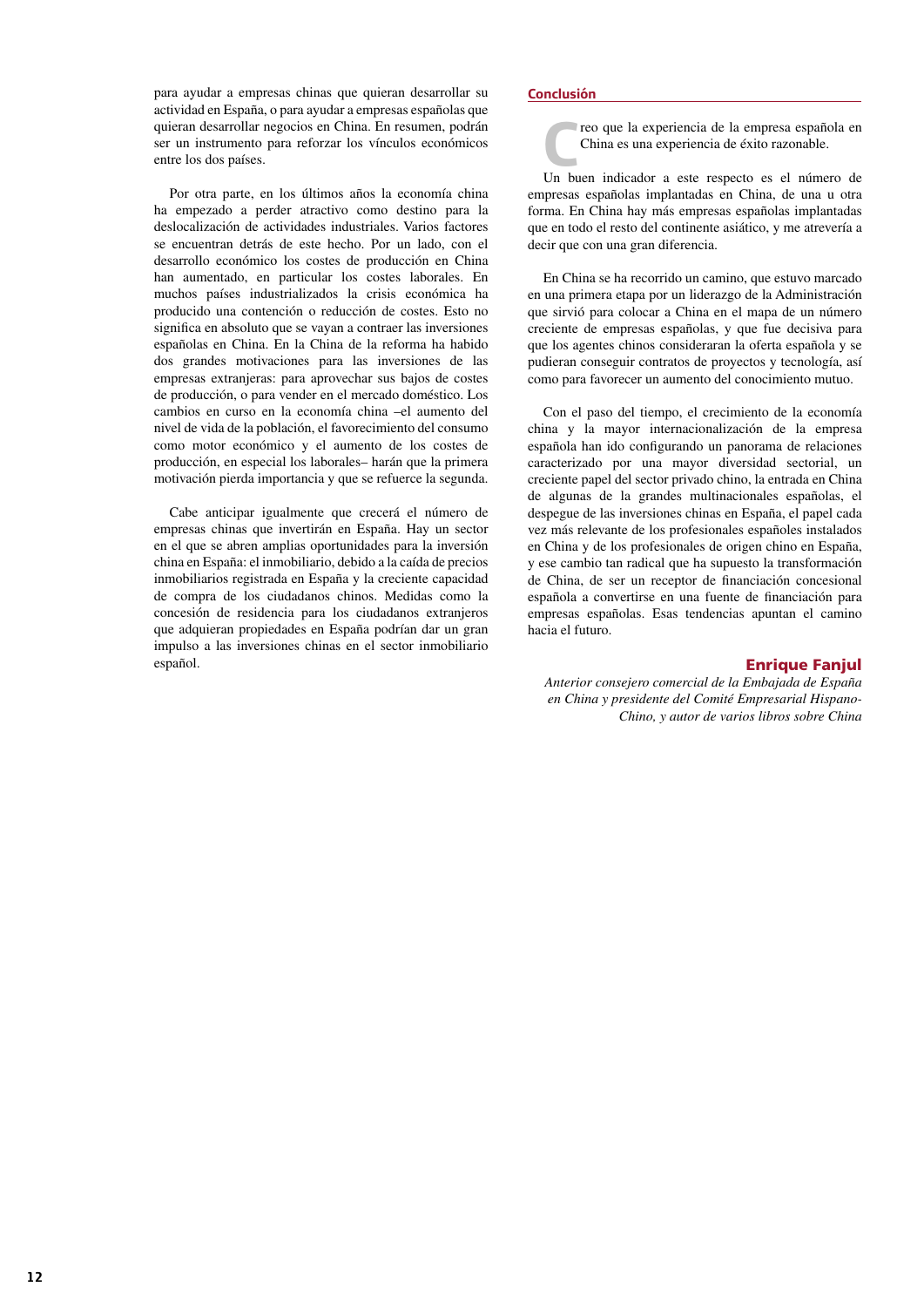para ayudar a empresas chinas que quieran desarrollar su actividad en España, o para ayudar a empresas españolas que quieran desarrollar negocios en China. En resumen, podrán ser un instrumento para reforzar los vínculos económicos entre los dos países.

Por otra parte, en los últimos años la economía china ha empezado a perder atractivo como destino para la deslocalización de actividades industriales. Varios factores se encuentran detrás de este hecho. Por un lado, con el desarrollo económico los costes de producción en China han aumentado, en particular los costes laborales. En muchos países industrializados la crisis económica ha producido una contención o reducción de costes. Esto no significa en absoluto que se vayan a contraer las inversiones españolas en China. En la China de la reforma ha habido dos grandes motivaciones para las inversiones de las empresas extranjeras: para aprovechar sus bajos de costes de producción, o para vender en el mercado doméstico. Los cambios en curso en la economía china –el aumento del nivel de vida de la población, el favorecimiento del consumo como motor económico y el aumento de los costes de producción, en especial los laborales– harán que la primera motivación pierda importancia y que se refuerce la segunda.

Cabe anticipar igualmente que crecerá el número de empresas chinas que invertirán en España. Hay un sector en el que se abren amplias oportunidades para la inversión china en España: el inmobiliario, debido a la caída de precios inmobiliarios registrada en España y la creciente capacidad de compra de los ciudadanos chinos. Medidas como la concesión de residencia para los ciudadanos extranjeros que adquieran propiedades en España podrían dar un gran impulso a las inversiones chinas en el sector inmobiliario español.

## Conclusión

Creo que la experiencia de la empresa española en China es una experiencia de éxito razonable.

Un buen indicador a este respecto es el número de empresas españolas implantadas en China, de una u otra forma. En China hay más empresas españolas implantadas que en todo el resto del continente asiático, y me atrevería a decir que con una gran diferencia.

En China se ha recorrido un camino, que estuvo marcado en una primera etapa por un liderazgo de la Administración que sirvió para colocar a China en el mapa de un número creciente de empresas españolas, y que fue decisiva para que los agentes chinos consideraran la oferta española y se pudieran conseguir contratos de proyectos y tecnología, así como para favorecer un aumento del conocimiento mutuo.

Con el paso del tiempo, el crecimiento de la economía china y la mayor internacionalización de la empresa española han ido configurando un panorama de relaciones caracterizado por una mayor diversidad sectorial, un creciente papel del sector privado chino, la entrada en China de algunas de las grandes multinacionales españolas, el despegue de las inversiones chinas en España, el papel cada vez más relevante de los profesionales españoles instalados en China y de los profesionales de origen chino en España, y ese cambio tan radical que ha supuesto la transformación de China, de ser un receptor de financiación concesional española a convertirse en una fuente de financiación para empresas españolas. Esas tendencias apuntan el camino hacia el futuro.

**Enrique Fanjul**

*Anterior consejero comercial de la Embajada de España en China y presidente del Comité Empresarial Hispano-Chino, y autor de varios libros sobre China*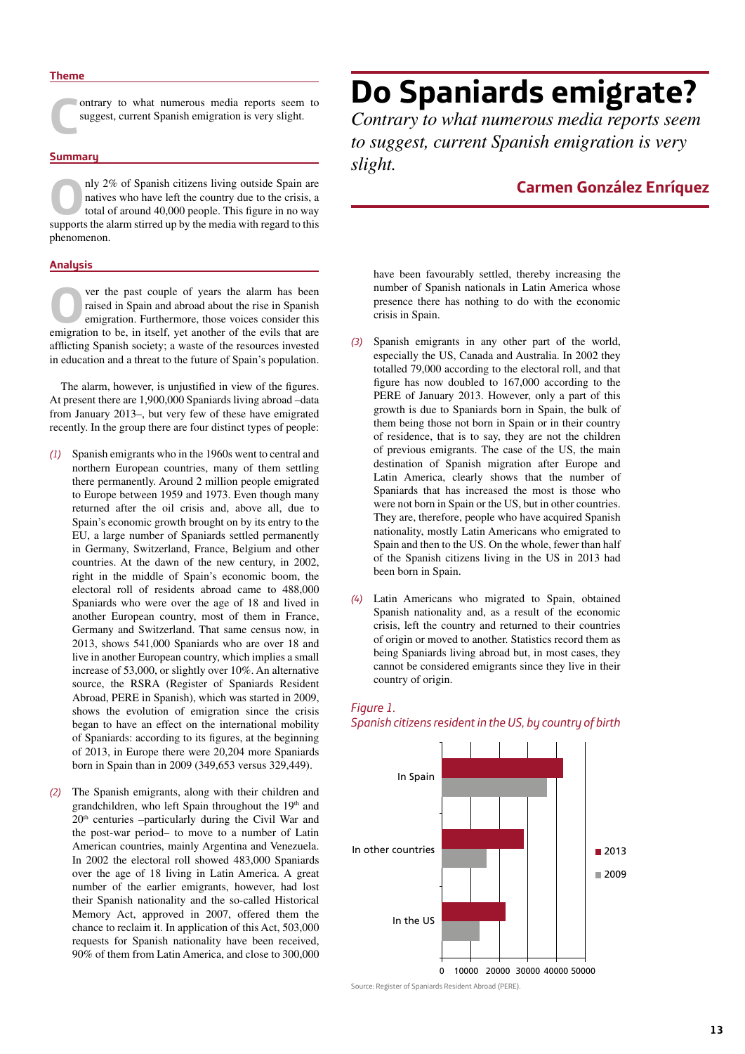# Do Spaniards emigrate?

*Contrary to what numerous media reports seem to suggest, current Spanish emigration is very slight.*

**Carmen González Enríquez**

## Theme

Contrary to what numerous media reports seem to suggest, current Spanish emigration is very slight.

## Summary

Only 2% of Spanish citizens living outside Spain are natives who have left the country due to the crisis, a total of around 40,000 people. This figure in no way supports the alarm stirred up by the media with regard to this phenomenon.

## Analysis

Over the past couple of years the alarm has been raised in Spain and abroad about the rise in Spanish emigration. Furthermore, those voices consider this emigration to be, in itself, yet another of the evils that are afflicting Spanish society; a waste of the resources invested in education and a threat to the future of Spain's population.

The alarm, however, is unjustified in view of the figures. At present there are 1,900,000 Spaniards living abroad –data from January 2013–, but very few of these have emigrated recently. In the group there are four distinct types of people:

*(1)* Spanish emigrants who in the 1960s went to central and northern European countries, many of them settling there permanently. Around 2 million people emigrated to Europe between 1959 and 1973. Even though many returned after the oil crisis and, above all, due to Spain's economic growth brought on by its entry to the EU, a large number of Spaniards settled permanently in Germany, Switzerland, France, Belgium and other countries. At the dawn of the new century, in 2002, right in the middle of Spain's economic boom, the electoral roll of residents abroad came to 488,000 Spaniards who were over the age of 18 and lived in another European country, most of them in France, Germany and Switzerland. That same census now, in 2013, shows 541,000 Spaniards who are over 18 and live in another European country, which implies a small increase of 53,000, or slightly over 10%. An alternative source, the RSRA (Register of Spaniards Resident Abroad, PERE in Spanish), which was started in 2009, shows the evolution of emigration since the crisis began to have an effect on the international mobility of Spaniards: according to its figures, at the beginning of 2013, in Europe there were 20,204 more Spaniards born in Spain than in 2009 (349,653 versus 329,449).

*(2)* The Spanish emigrants, along with their children and grandchildren, who left Spain throughout the 19th and 20th centuries –particularly during the Civil War and the post-war period– to move to a number of Latin American countries, mainly Argentina and Venezuela. In 2002 the electoral roll showed 483,000 Spaniards over the age of 18 living in Latin America. A great number of the earlier emigrants, however, had lost their Spanish nationality and the so-called Historical Memory Act, approved in 2007, offered them the chance to reclaim it. In application of this Act, 503,000 requests for Spanish nationality have been received, 90% of them from Latin America, and close to 300,000 have been favourably settled, thereby increasing the number of Spanish nationals in Latin America whose presence there has nothing to do with the economic crisis in Spain.

*(3)* Spanish emigrants in any other part of the world, especially the US, Canada and Australia. In 2002 they totalled 79,000 according to the electoral roll, and that figure has now doubled to 167,000 according to the PERE of January 2013. However, only a part of this growth is due to Spaniards born in Spain, the bulk of them being those not born in Spain or in their country of residence, that is to say, they are not the children of previous emigrants. The case of the US, the main destination of Spanish migration after Europe and Latin America, clearly shows that the number of Spaniards that has increased the most is those who were not born in Spain or the US, but in other countries. They are, therefore, people who have acquired Spanish nationality, mostly Latin Americans who emigrated to Spain and then to the US. On the whole, fewer than half of the Spanish citizens living in the US in 2013 had been born in Spain.

*(4)* Latin Americans who migrated to Spain, obtained Spanish nationality and, as a result of the economic crisis, left the country and returned to their countries of origin or moved to another. Statistics record them as being Spaniards living abroad but, in most cases, they cannot be considered emigrants since they live in their country of origin.

*Figure 1.*
*Spanish citizens resident in the US, by country of birth*

| Country of birth | 2013 | 2009 |
|---|---|---|
| In Spain | ~42,000 | ~36,500 |
| In other countries | ~28,500 | ~15,500 |
| In the US | ~22,000 | ~13,000 |

Source: Register of Spaniards Resident Abroad (PERE).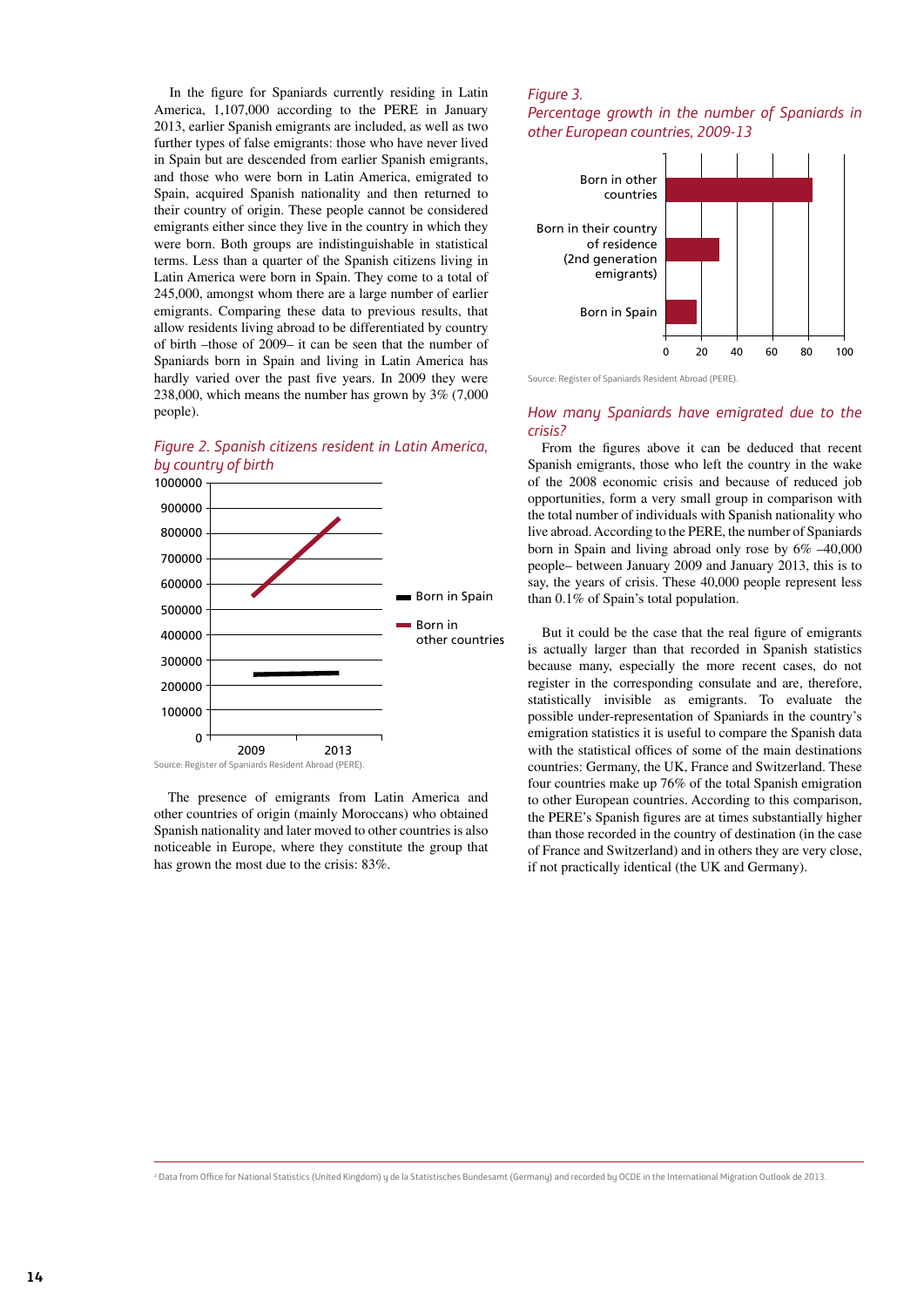In the figure for Spaniards currently residing in Latin America, 1,107,000 according to the PERE in January 2013, earlier Spanish emigrants are included, as well as two further types of false emigrants: those who have never lived in Spain but are descended from earlier Spanish emigrants, and those who were born in Latin America, emigrated to Spain, acquired Spanish nationality and then returned to their country of origin. These people cannot be considered emigrants either since they live in the country in which they were born. Both groups are indistinguishable in statistical terms. Less than a quarter of the Spanish citizens living in Latin America were born in Spain. They come to a total of 245,000, amongst whom there are a large number of earlier emigrants. Comparing these data to previous results, that allow residents living abroad to be differentiated by country of birth –those of 2009– it can be seen that the number of Spaniards born in Spain and living in Latin America has hardly varied over the past five years. In 2009 they were 238,000, which means the number has grown by 3% (7,000 people).

*Figure 2. Spanish citizens resident in Latin America, by country of birth*

Source: Register of Spaniards Resident Abroad (PERE).

The presence of emigrants from Latin America and other countries of origin (mainly Moroccans) who obtained Spanish nationality and later moved to other countries is also noticeable in Europe, where they constitute the group that has grown the most due to the crisis: 83%.

*Figure 3. Percentage growth in the number of Spaniards in other European countries, 2009-13*

Source: Register of Spaniards Resident Abroad (PERE).

## *How many Spaniards have emigrated due to the crisis?*

From the figures above it can be deduced that recent Spanish emigrants, those who left the country in the wake of the 2008 economic crisis and because of reduced job opportunities, form a very small group in comparison with the total number of individuals with Spanish nationality who live abroad. According to the PERE, the number of Spaniards born in Spain and living abroad only rose by 6% –40,000 people– between January 2009 and January 2013, this is to say, the years of crisis. These 40,000 people represent less than 0.1% of Spain's total population.

But it could be the case that the real figure of emigrants is actually larger than that recorded in Spanish statistics because many, especially the more recent cases, do not register in the corresponding consulate and are, therefore, statistically invisible as emigrants. To evaluate the possible under-representation of Spaniards in the country's emigration statistics it is useful to compare the Spanish data with the statistical offices of some of the main destinations countries: Germany, the UK, France and Switzerland. These four countries make up 76% of the total Spanish emigration to other European countries. According to this comparison, the PERE's Spanish figures are at times substantially higher than those recorded in the country of destination (in the case of France and Switzerland) and in others they are very close, if not practically identical (the UK and Germany).

[2] Data from Office for National Statistics (United Kingdom) y de la Statistisches Bundesamt (Germany) and recorded by OCDE in the International Migration Outlook de 2013.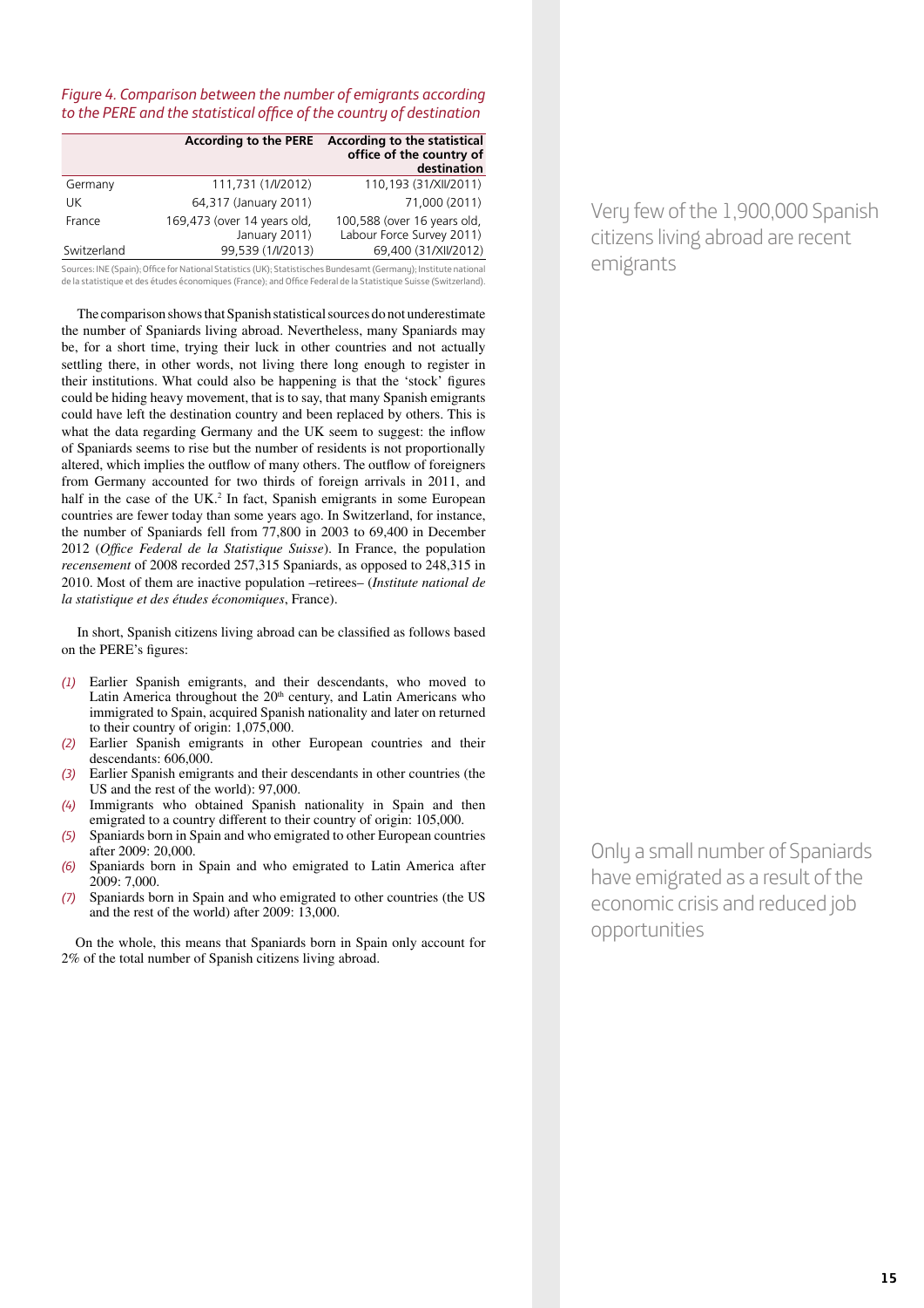*Figure 4. Comparison between the number of emigrants according to the PERE and the statistical office of the country of destination*

| | According to the PERE | According to the statistical office of the country of destination |
|---|---|---|
| Germany | 111,731 (1/I/2012) | 110,193 (31/XII/2011) |
| UK | 64,317 (January 2011) | 71,000 (2011) |
| France | 169,473 (over 14 years old, January 2011) | 100,588 (over 16 years old, Labour Force Survey 2011) |
| Switzerland | 99,539 (1/I/2013) | 69,400 (31/XII/2012) |

Sources: INE (Spain); Office for National Statistics (UK); Statistisches Bundesamt (Germany); Institute national de la statistique et des études économiques (France); and Office Federal de la Statistique Suisse (Switzerland).

The comparison shows that Spanish statistical sources do not underestimate the number of Spaniards living abroad. Nevertheless, many Spaniards may be, for a short time, trying their luck in other countries and not actually settling there, in other words, not living there long enough to register in their institutions. What could also be happening is that the 'stock' figures could be hiding heavy movement, that is to say, that many Spanish emigrants could have left the destination country and been replaced by others. This is what the data regarding Germany and the UK seem to suggest: the inflow of Spaniards seems to rise but the number of residents is not proportionally altered, which implies the outflow of many others. The outflow of foreigners from Germany accounted for two thirds of foreign arrivals in 2011, and half in the case of the UK.[2] In fact, Spanish emigrants in some European countries are fewer today than some years ago. In Switzerland, for instance, the number of Spaniards fell from 77,800 in 2003 to 69,400 in December 2012 (*Office Federal de la Statistique Suisse*). In France, the population *recensement* of 2008 recorded 257,315 Spaniards, as opposed to 248,315 in 2010. Most of them are inactive population –retirees– (*Institute national de la statistique et des études économiques*, France).

Very few of the 1,900,000 Spanish citizens living abroad are recent emigrants

In short, Spanish citizens living abroad can be classified as follows based on the PERE's figures:

*(1)* Earlier Spanish emigrants, and their descendants, who moved to Latin America throughout the 20th century, and Latin Americans who immigrated to Spain, acquired Spanish nationality and later on returned to their country of origin: 1,075,000.
*(2)* Earlier Spanish emigrants in other European countries and their descendants: 606,000.
*(3)* Earlier Spanish emigrants and their descendants in other countries (the US and the rest of the world): 97,000.
*(4)* Immigrants who obtained Spanish nationality in Spain and then emigrated to a country different to their country of origin: 105,000.
*(5)* Spaniards born in Spain and who emigrated to other European countries after 2009: 20,000.
*(6)* Spaniards born in Spain and who emigrated to Latin America after 2009: 7,000.
*(7)* Spaniards born in Spain and who emigrated to other countries (the US and the rest of the world) after 2009: 13,000.

On the whole, this means that Spaniards born in Spain only account for 2% of the total number of Spanish citizens living abroad.

Only a small number of Spaniards have emigrated as a result of the economic crisis and reduced job opportunities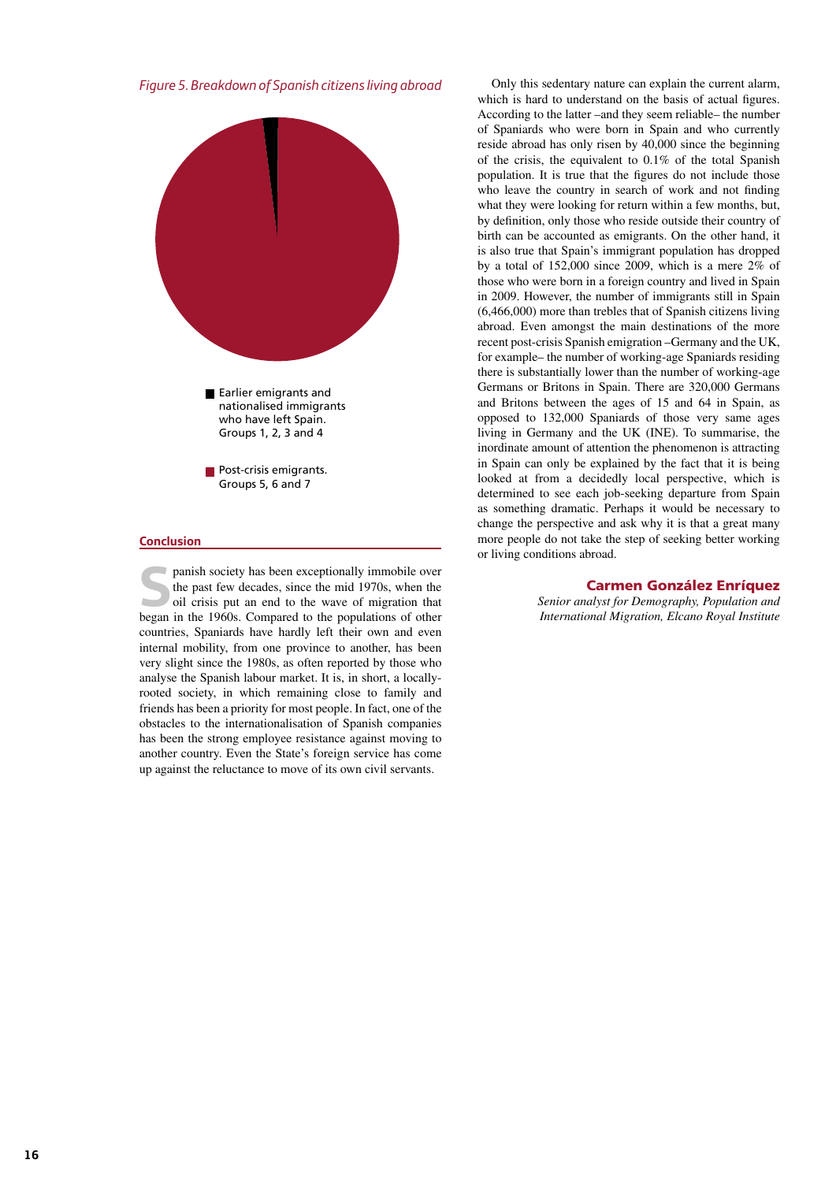*Figure 5. Breakdown of Spanish citizens living abroad*

- Earlier emigrants and nationalised immigrants who have left Spain. Groups 1, 2, 3 and 4
- Post-crisis emigrants. Groups 5, 6 and 7

## Conclusion

Spanish society has been exceptionally immobile over the past few decades, since the mid 1970s, when the oil crisis put an end to the wave of migration that began in the 1960s. Compared to the populations of other countries, Spaniards have hardly left their own and even internal mobility, from one province to another, has been very slight since the 1980s, as often reported by those who analyse the Spanish labour market. It is, in short, a locally-rooted society, in which remaining close to family and friends has been a priority for most people. In fact, one of the obstacles to the internationalisation of Spanish companies has been the strong employee resistance against moving to another country. Even the State's foreign service has come up against the reluctance to move of its own civil servants.

Only this sedentary nature can explain the current alarm, which is hard to understand on the basis of actual figures. According to the latter –and they seem reliable– the number of Spaniards who were born in Spain and who currently reside abroad has only risen by 40,000 since the beginning of the crisis, the equivalent to 0.1% of the total Spanish population. It is true that the figures do not include those who leave the country in search of work and not finding what they were looking for return within a few months, but, by definition, only those who reside outside their country of birth can be accounted as emigrants. On the other hand, it is also true that Spain's immigrant population has dropped by a total of 152,000 since 2009, which is a mere 2% of those who were born in a foreign country and lived in Spain in 2009. However, the number of immigrants still in Spain (6,466,000) more than trebles that of Spanish citizens living abroad. Even amongst the main destinations of the more recent post-crisis Spanish emigration –Germany and the UK, for example– the number of working-age Spaniards residing there is substantially lower than the number of working-age Germans or Britons in Spain. There are 320,000 Germans and Britons between the ages of 15 and 64 in Spain, as opposed to 132,000 Spaniards of those very same ages living in Germany and the UK (INE). To summarise, the inordinate amount of attention the phenomenon is attracting in Spain can only be explained by the fact that it is being looked at from a decidedly local perspective, which is determined to see each job-seeking departure from Spain as something dramatic. Perhaps it would be necessary to change the perspective and ask why it is that a great many more people do not take the step of seeking better working or living conditions abroad.

**Carmen González Enríquez**
*Senior analyst for Demography, Population and International Migration, Elcano Royal Institute*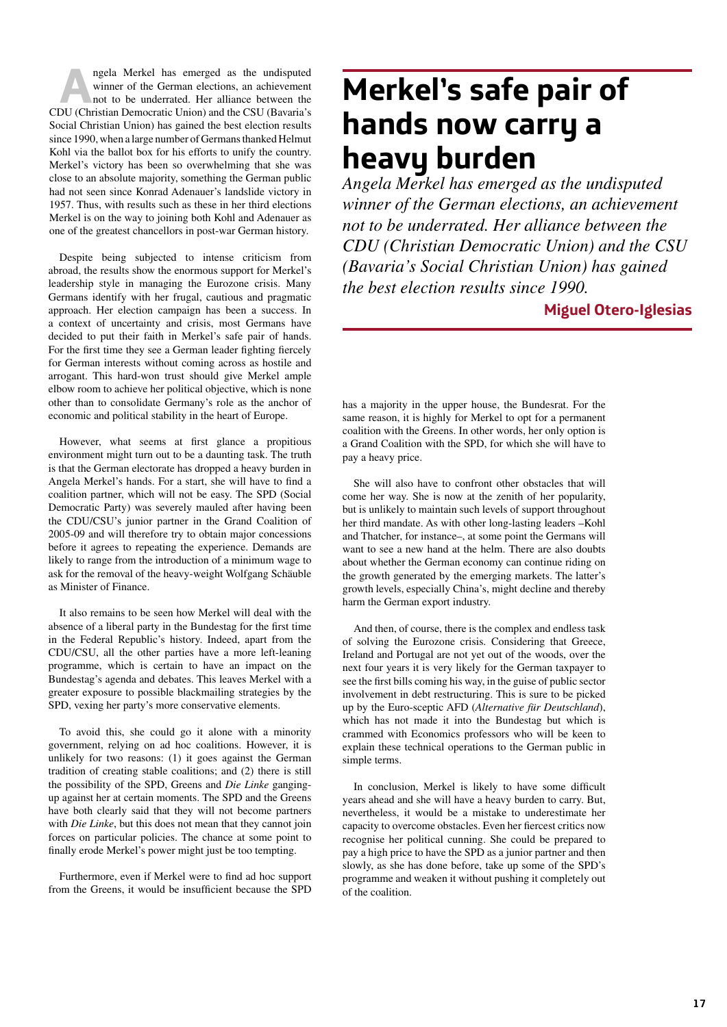# Merkel's safe pair of hands now carry a heavy burden

*Angela Merkel has emerged as the undisputed winner of the German elections, an achievement not to be underrated. Her alliance between the CDU (Christian Democratic Union) and the CSU (Bavaria's Social Christian Union) has gained the best election results since 1990.*

**Miguel Otero-Iglesias**

Angela Merkel has emerged as the undisputed winner of the German elections, an achievement not to be underrated. Her alliance between the CDU (Christian Democratic Union) and the CSU (Bavaria's Social Christian Union) has gained the best election results since 1990, when a large number of Germans thanked Helmut Kohl via the ballot box for his efforts to unify the country. Merkel's victory has been so overwhelming that she was close to an absolute majority, something the German public had not seen since Konrad Adenauer's landslide victory in 1957. Thus, with results such as these in her third elections Merkel is on the way to joining both Kohl and Adenauer as one of the greatest chancellors in post-war German history.

Despite being subjected to intense criticism from abroad, the results show the enormous support for Merkel's leadership style in managing the Eurozone crisis. Many Germans identify with her frugal, cautious and pragmatic approach. Her election campaign has been a success. In a context of uncertainty and crisis, most Germans have decided to put their faith in Merkel's safe pair of hands. For the first time they see a German leader fighting fiercely for German interests without coming across as hostile and arrogant. This hard-won trust should give Merkel ample elbow room to achieve her political objective, which is none other than to consolidate Germany's role as the anchor of economic and political stability in the heart of Europe.

However, what seems at first glance a propitious environment might turn out to be a daunting task. The truth is that the German electorate has dropped a heavy burden in Angela Merkel's hands. For a start, she will have to find a coalition partner, which will not be easy. The SPD (Social Democratic Party) was severely mauled after having been the CDU/CSU's junior partner in the Grand Coalition of 2005-09 and will therefore try to obtain major concessions before it agrees to repeating the experience. Demands are likely to range from the introduction of a minimum wage to ask for the removal of the heavy-weight Wolfgang Schäuble as Minister of Finance.

It also remains to be seen how Merkel will deal with the absence of a liberal party in the Bundestag for the first time in the Federal Republic's history. Indeed, apart from the CDU/CSU, all the other parties have a more left-leaning programme, which is certain to have an impact on the Bundestag's agenda and debates. This leaves Merkel with a greater exposure to possible blackmailing strategies by the SPD, vexing her party's more conservative elements.

To avoid this, she could go it alone with a minority government, relying on ad hoc coalitions. However, it is unlikely for two reasons: (1) it goes against the German tradition of creating stable coalitions; and (2) there is still the possibility of the SPD, Greens and *Die Linke* ganging-up against her at certain moments. The SPD and the Greens have both clearly said that they will not become partners with *Die Linke*, but this does not mean that they cannot join forces on particular policies. The chance at some point to finally erode Merkel's power might just be too tempting.

Furthermore, even if Merkel were to find ad hoc support from the Greens, it would be insufficient because the SPD has a majority in the upper house, the Bundesrat. For the same reason, it is highly for Merkel to opt for a permanent coalition with the Greens. In other words, her only option is a Grand Coalition with the SPD, for which she will have to pay a heavy price.

She will also have to confront other obstacles that will come her way. She is now at the zenith of her popularity, but is unlikely to maintain such levels of support throughout her third mandate. As with other long-lasting leaders –Kohl and Thatcher, for instance–, at some point the Germans will want to see a new hand at the helm. There are also doubts about whether the German economy can continue riding on the growth generated by the emerging markets. The latter's growth levels, especially China's, might decline and thereby harm the German export industry.

And then, of course, there is the complex and endless task of solving the Eurozone crisis. Considering that Greece, Ireland and Portugal are not yet out of the woods, over the next four years it is very likely for the German taxpayer to see the first bills coming his way, in the guise of public sector involvement in debt restructuring. This is sure to be picked up by the Euro-sceptic AFD (*Alternative für Deutschland*), which has not made it into the Bundestag but which is crammed with Economics professors who will be keen to explain these technical operations to the German public in simple terms.

In conclusion, Merkel is likely to have some difficult years ahead and she will have a heavy burden to carry. But, nevertheless, it would be a mistake to underestimate her capacity to overcome obstacles. Even her fiercest critics now recognise her political cunning. She could be prepared to pay a high price to have the SPD as a junior partner and then slowly, as she has done before, take up some of the SPD's programme and weaken it without pushing it completely out of the coalition.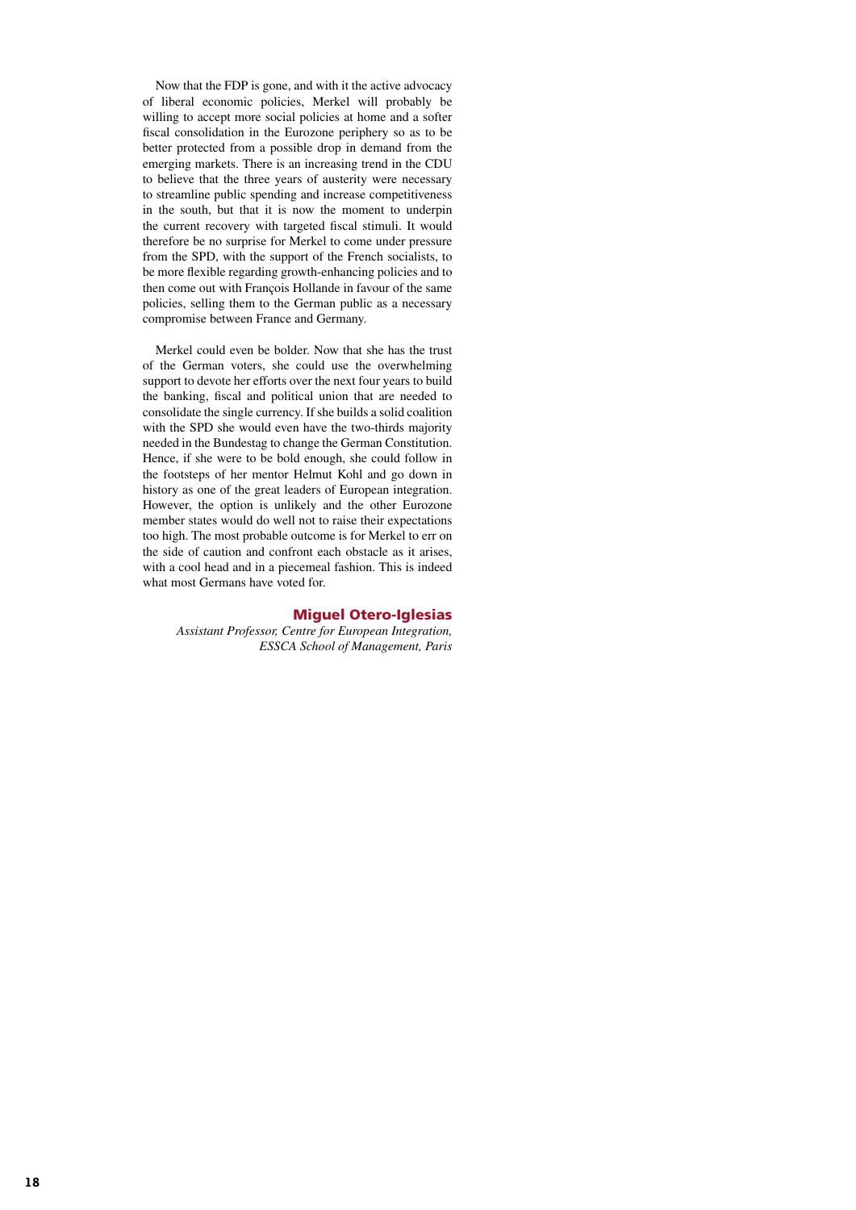Now that the FDP is gone, and with it the active advocacy of liberal economic policies, Merkel will probably be willing to accept more social policies at home and a softer fiscal consolidation in the Eurozone periphery so as to be better protected from a possible drop in demand from the emerging markets. There is an increasing trend in the CDU to believe that the three years of austerity were necessary to streamline public spending and increase competitiveness in the south, but that it is now the moment to underpin the current recovery with targeted fiscal stimuli. It would therefore be no surprise for Merkel to come under pressure from the SPD, with the support of the French socialists, to be more flexible regarding growth-enhancing policies and to then come out with François Hollande in favour of the same policies, selling them to the German public as a necessary compromise between France and Germany.

Merkel could even be bolder. Now that she has the trust of the German voters, she could use the overwhelming support to devote her efforts over the next four years to build the banking, fiscal and political union that are needed to consolidate the single currency. If she builds a solid coalition with the SPD she would even have the two-thirds majority needed in the Bundestag to change the German Constitution. Hence, if she were to be bold enough, she could follow in the footsteps of her mentor Helmut Kohl and go down in history as one of the great leaders of European integration. However, the option is unlikely and the other Eurozone member states would do well not to raise their expectations too high. The most probable outcome is for Merkel to err on the side of caution and confront each obstacle as it arises, with a cool head and in a piecemeal fashion. This is indeed what most Germans have voted for.

**Miguel Otero-Iglesias**

*Assistant Professor, Centre for European Integration, ESSCA School of Management, Paris*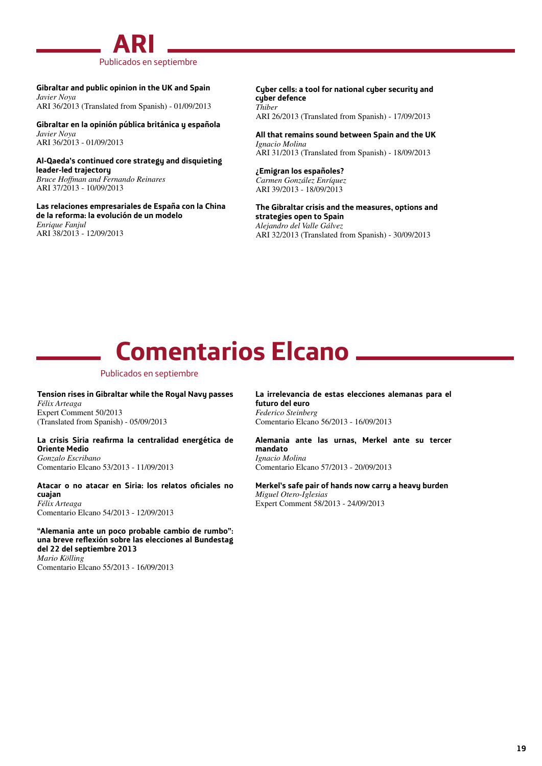# ARI

Publicados en septiembre

**Gibraltar and public opinion in the UK and Spain**
*Javier Noya*
ARI 36/2013 (Translated from Spanish) - 01/09/2013

**Gibraltar en la opinión pública británica y española**
*Javier Noya*
ARI 36/2013 - 01/09/2013

**Al-Qaeda's continued core strategy and disquieting leader-led trajectory**
*Bruce Hoffman and Fernando Reinares*
ARI 37/2013 - 10/09/2013

**Las relaciones empresariales de España con la China de la reforma: la evolución de un modelo**
*Enrique Fanjul*
ARI 38/2013 - 12/09/2013

**Cyber cells: a tool for national cyber security and cyber defence**
*Thiber*
ARI 26/2013 (Translated from Spanish) - 17/09/2013

**All that remains sound between Spain and the UK**
*Ignacio Molina*
ARI 31/2013 (Translated from Spanish) - 18/09/2013

**¿Emigran los españoles?**
*Carmen González Enríquez*
ARI 39/2013 - 18/09/2013

**The Gibraltar crisis and the measures, options and strategies open to Spain**
*Alejandro del Valle Gálvez*
ARI 32/2013 (Translated from Spanish) - 30/09/2013

# Comentarios Elcano

Publicados en septiembre

**Tension rises in Gibraltar while the Royal Navy passes**
*Félix Arteaga*
Expert Comment 50/2013
(Translated from Spanish) - 05/09/2013

**La crisis Siria reafirma la centralidad energética de Oriente Medio**
*Gonzalo Escribano*
Comentario Elcano 53/2013 - 11/09/2013

**Atacar o no atacar en Siria: los relatos oficiales no cuajan**
*Félix Arteaga*
Comentario Elcano 54/2013 - 12/09/2013

**"Alemania ante un poco probable cambio de rumbo": una breve reflexión sobre las elecciones al Bundestag del 22 del septiembre 2013**
*Mario Kölling*
Comentario Elcano 55/2013 - 16/09/2013

**La irrelevancia de estas elecciones alemanas para el futuro del euro**
*Federico Steinberg*
Comentario Elcano 56/2013 - 16/09/2013

**Alemania ante las urnas, Merkel ante su tercer mandato**
*Ignacio Molina*
Comentario Elcano 57/2013 - 20/09/2013

**Merkel's safe pair of hands now carry a heavy burden**
*Miguel Otero-Iglesias*
Expert Comment 58/2013 - 24/09/2013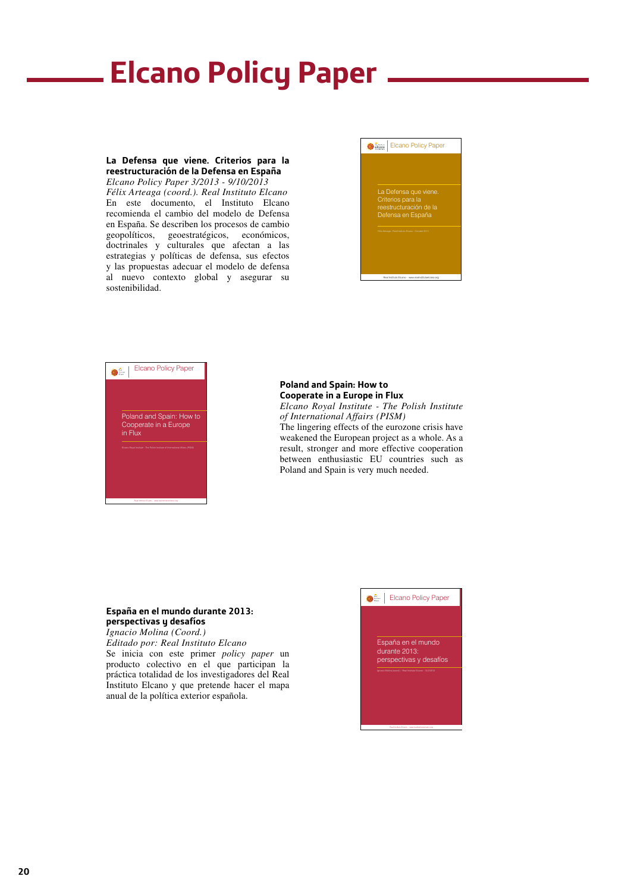# Elcano Policy Paper

**La Defensa que viene. Criterios para la reestructuración de la Defensa en España**
*Elcano Policy Paper 3/2013 - 9/10/2013*
*Félix Arteaga (coord.). Real Instituto Elcano*
En este documento, el Instituto Elcano recomienda el cambio del modelo de Defensa en España. Se describen los procesos de cambio geopolíticos, geoestratégicos, económicos, doctrinales y culturales que afectan a las estrategias y políticas de defensa, sus efectos y las propuestas adecuar el modelo de defensa al nuevo contexto global y asegurar su sostenibilidad.

**Poland and Spain: How to Cooperate in a Europe in Flux**
*Elcano Royal Institute - The Polish Institute of International Affairs (PISM)*
The lingering effects of the eurozone crisis have weakened the European project as a whole. As a result, stronger and more effective cooperation between enthusiastic EU countries such as Poland and Spain is very much needed.

**España en el mundo durante 2013: perspectivas y desafíos**
*Ignacio Molina (Coord.)*
*Editado por: Real Instituto Elcano*
Se inicia con este primer *policy paper* un producto colectivo en el que participan la práctica totalidad de los investigadores del Real Instituto Elcano y que pretende hacer el mapa anual de la política exterior española.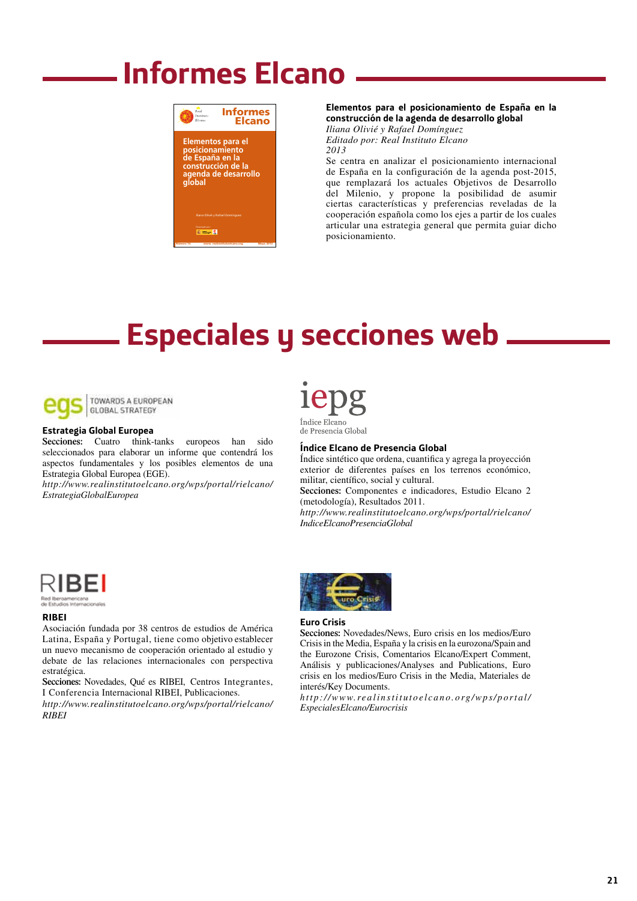# Informes Elcano

**Elementos para el posicionamiento de España en la construcción de la agenda de desarrollo global**

*Iliana Olivié y Rafael Domínguez*

*Editado por: Real Instituto Elcano*

*2013*

Se centra en analizar el posicionamiento internacional de España en la configuración de la agenda post-2015, que remplazará los actuales Objetivos de Desarrollo del Milenio, y propone la posibilidad de asumir ciertas características y preferencias reveladas de la cooperación española como los ejes a partir de los cuales articular una estrategia general que permita guiar dicho posicionamiento.

# Especiales y secciones web

egs | TOWARDS A EUROPEAN GLOBAL STRATEGY

**Estrategia Global Europea**

Secciones: Cuatro think-tanks europeos han sido seleccionados para elaborar un informe que contendrá los aspectos fundamentales y los posibles elementos de una Estrategia Global Europea (EGE).

*http://www.realinstitutoelcano.org/wps/portal/rielcano/EstrategiaGlobalEuropea*

iepg

Índice Elcano de Presencia Global

**Índice Elcano de Presencia Global**

Índice sintético que ordena, cuantifica y agrega la proyección exterior de diferentes países en los terrenos económico, militar, científico, social y cultural.

Secciones: Componentes e indicadores, Estudio Elcano 2 (metodología), Resultados 2011.

*http://www.realinstitutoelcano.org/wps/portal/rielcano/IndiceElcanoPresenciaGlobal*

RIBEI

Red Iberoamericana de Estudios Internacionales

**RIBEI**

Asociación fundada por 38 centros de estudios de América Latina, España y Portugal, tiene como objetivo establecer un nuevo mecanismo de cooperación orientado al estudio y debate de las relaciones internacionales con perspectiva estratégica.

Secciones: Novedades, Qué es RIBEI, Centros Integrantes, I Conferencia Internacional RIBEI, Publicaciones.

*http://www.realinstitutoelcano.org/wps/portal/rielcano/RIBEI*

**Euro Crisis**

Secciones: Novedades/News, Euro crisis en los medios/Euro Crisis in the Media, España y la crisis en la eurozona/Spain and the Eurozone Crisis, Comentarios Elcano/Expert Comment, Análisis y publicaciones/Analyses and Publications, Euro crisis en los medios/Euro Crisis in the Media, Materiales de interés/Key Documents.

*http://www.realinstitutoelcano.org/wps/portal/EspecialesElcano/Eurocrisis*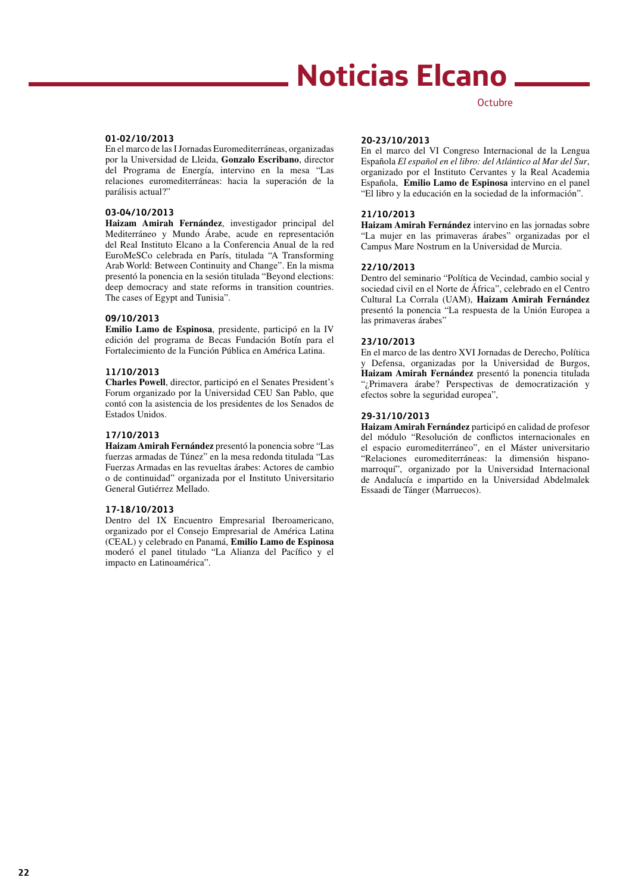# Noticias Elcano

Octubre

**01-02/10/2013**

En el marco de las I Jornadas Euromediterráneas, organizadas por la Universidad de Lleida, **Gonzalo Escribano**, director del Programa de Energía, intervino en la mesa "Las relaciones euromediterráneas: hacia la superación de la parálisis actual?"

**03-04/10/2013**

**Haizam Amirah Fernández**, investigador principal del Mediterráneo y Mundo Árabe, acude en representación del Real Instituto Elcano a la Conferencia Anual de la red EuroMeSCo celebrada en París, titulada "A Transforming Arab World: Between Continuity and Change". En la misma presentó la ponencia en la sesión titulada "Beyond elections: deep democracy and state reforms in transition countries. The cases of Egypt and Tunisia".

**09/10/2013**

**Emilio Lamo de Espinosa**, presidente, participó en la IV edición del programa de Becas Fundación Botín para el Fortalecimiento de la Función Pública en América Latina.

**11/10/2013**

**Charles Powell**, director, participó en el Senates President's Forum organizado por la Universidad CEU San Pablo, que contó con la asistencia de los presidentes de los Senados de Estados Unidos.

**17/10/2013**

**Haizam Amirah Fernández** presentó la ponencia sobre "Las fuerzas armadas de Túnez" en la mesa redonda titulada "Las Fuerzas Armadas en las revueltas árabes: Actores de cambio o de continuidad" organizada por el Instituto Universitario General Gutiérrez Mellado.

**17-18/10/2013**

Dentro del IX Encuentro Empresarial Iberoamericano, organizado por el Consejo Empresarial de América Latina (CEAL) y celebrado en Panamá, **Emilio Lamo de Espinosa** moderó el panel titulado "La Alianza del Pacífico y el impacto en Latinoamérica".

**20-23/10/2013**

En el marco del VI Congreso Internacional de la Lengua Española *El español en el libro: del Atlántico al Mar del Sur*, organizado por el Instituto Cervantes y la Real Academia Española, **Emilio Lamo de Espinosa** intervino en el panel "El libro y la educación en la sociedad de la información".

**21/10/2013**

**Haizam Amirah Fernández** intervino en las jornadas sobre "La mujer en las primaveras árabes" organizadas por el Campus Mare Nostrum en la Universidad de Murcia.

**22/10/2013**

Dentro del seminario "Política de Vecindad, cambio social y sociedad civil en el Norte de África", celebrado en el Centro Cultural La Corrala (UAM), **Haizam Amirah Fernández** presentó la ponencia "La respuesta de la Unión Europea a las primaveras árabes"

**23/10/2013**

En el marco de las dentro XVI Jornadas de Derecho, Política y Defensa, organizadas por la Universidad de Burgos, **Haizam Amirah Fernández** presentó la ponencia titulada "¿Primavera árabe? Perspectivas de democratización y efectos sobre la seguridad europea",

**29-31/10/2013**

**Haizam Amirah Fernández** participó en calidad de profesor del módulo "Resolución de conflictos internacionales en el espacio euromediterráneo", en el Máster universitario "Relaciones euromediterráneas: la dimensión hispano-marroquí", organizado por la Universidad Internacional de Andalucía e impartido en la Universidad Abdelmalek Essaadi de Tánger (Marruecos).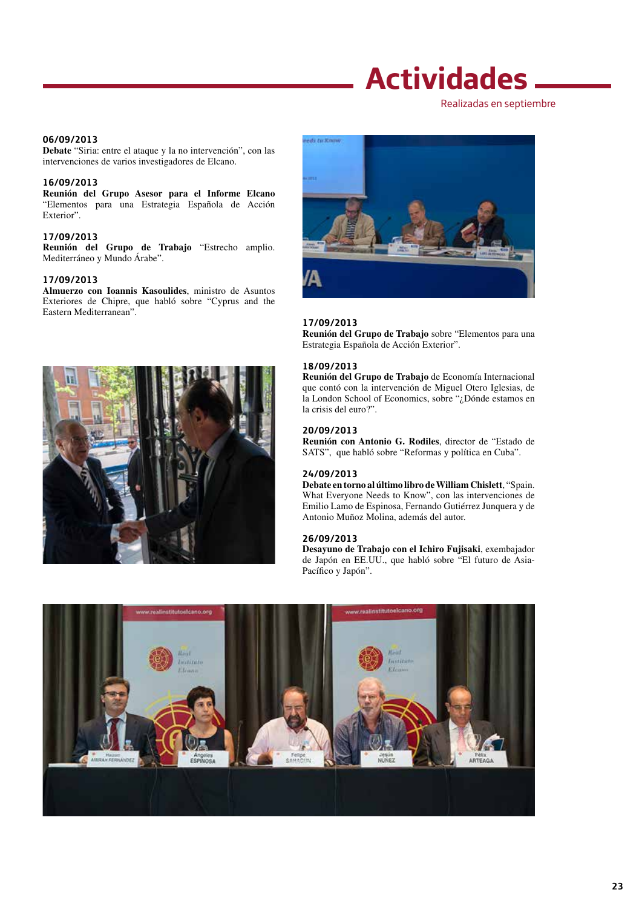# Actividades

Realizadas en septiembre

**06/09/2013**
**Debate** "Siria: entre el ataque y la no intervención", con las intervenciones de varios investigadores de Elcano.

**16/09/2013**
**Reunión del Grupo Asesor para el Informe Elcano** "Elementos para una Estrategia Española de Acción Exterior".

**17/09/2013**
**Reunión del Grupo de Trabajo** "Estrecho amplio. Mediterráneo y Mundo Árabe".

**17/09/2013**
**Almuerzo con Ioannis Kasoulides**, ministro de Asuntos Exteriores de Chipre, que habló sobre "Cyprus and the Eastern Mediterranean".

**17/09/2013**
**Reunión del Grupo de Trabajo** sobre "Elementos para una Estrategia Española de Acción Exterior".

**18/09/2013**
**Reunión del Grupo de Trabajo** de Economía Internacional que contó con la intervención de Miguel Otero Iglesias, de la London School of Economics, sobre "¿Dónde estamos en la crisis del euro?".

**20/09/2013**
**Reunión con Antonio G. Rodiles**, director de "Estado de SATS", que habló sobre "Reformas y política en Cuba".

**24/09/2013**
**Debate en torno al último libro de William Chislett**, "Spain. What Everyone Needs to Know", con las intervenciones de Emilio Lamo de Espinosa, Fernando Gutiérrez Junquera y de Antonio Muñoz Molina, además del autor.

**26/09/2013**
**Desayuno de Trabajo con el Ichiro Fujisaki**, exembajador de Japón en EE.UU., que habló sobre "El futuro de Asia-Pacífico y Japón".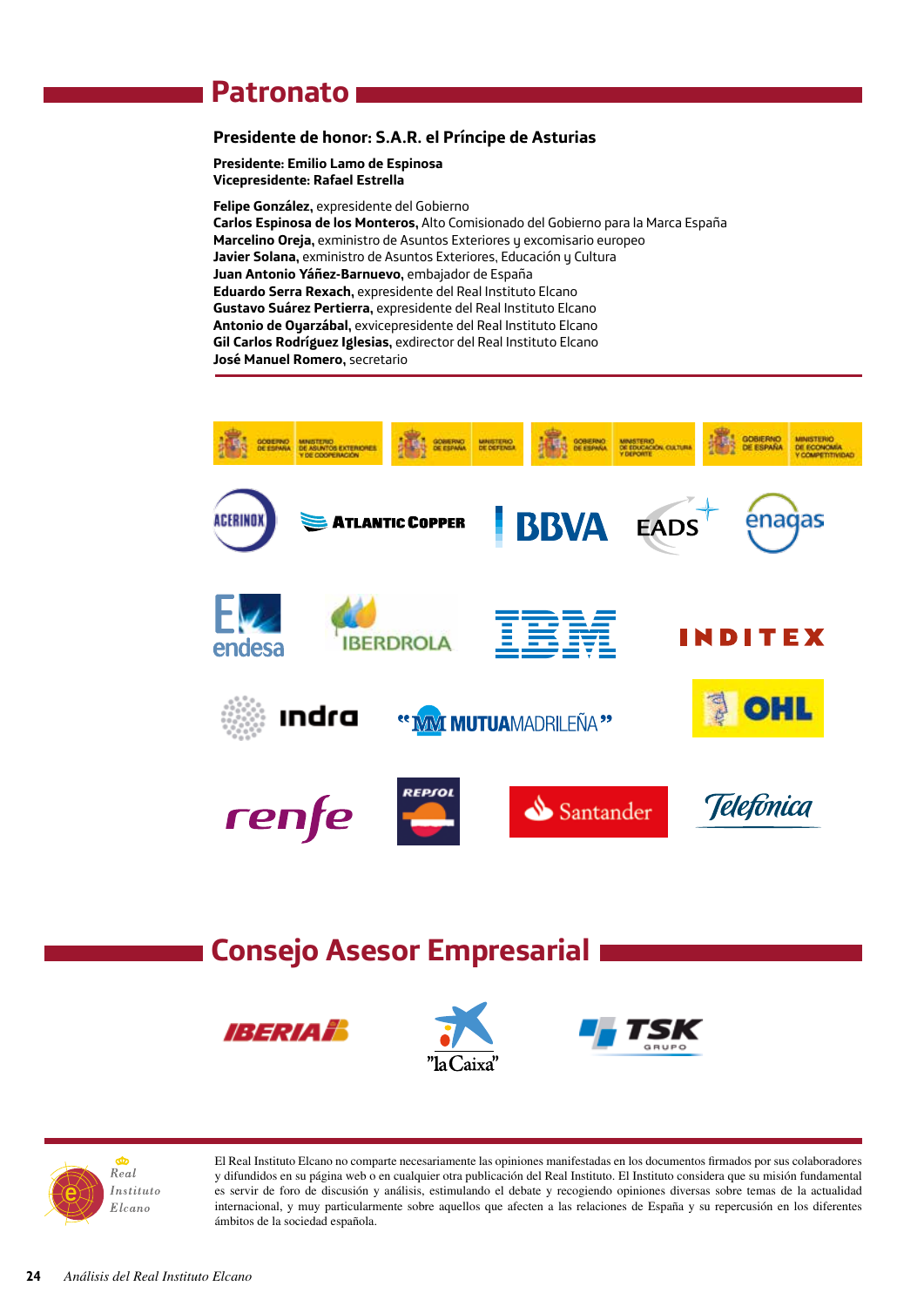## Patronato

**Presidente de honor: S.A.R. el Príncipe de Asturias**

**Presidente: Emilio Lamo de Espinosa**
**Vicepresidente: Rafael Estrella**

**Felipe González**, expresidente del Gobierno
**Carlos Espinosa de los Monteros,** Alto Comisionado del Gobierno para la Marca España
**Marcelino Oreja**, exministro de Asuntos Exteriores y excomisario europeo
**Javier Solana**, exministro de Asuntos Exteriores, Educación y Cultura
**Juan Antonio Yáñez-Barnuevo**, embajador de España
**Eduardo Serra Rexach**, expresidente del Real Instituto Elcano
**Gustavo Suárez Pertierra**, expresidente del Real Instituto Elcano
**Antonio de Oyarzábal**, exvicepresidente del Real Instituto Elcano
**Gil Carlos Rodríguez Iglesias**, exdirector del Real Instituto Elcano
**José Manuel Romero,** secretario

Gobierno de España – Ministerio de Asuntos Exteriores y de Cooperación
Gobierno de España – Ministerio de Defensa
Gobierno de España – Ministerio de Educación, Cultura y Deporte
Gobierno de España – Ministerio de Economía y Competitividad

Acerinox · Atlantic Copper · BBVA · EADS · enagas
endesa · Iberdrola · IBM · Inditex
indra · Mutua Madrileña · OHL
renfe · Repsol · Santander · Telefónica

## Consejo Asesor Empresarial

Iberia · "la Caixa" · TSK Grupo

Real Instituto Elcano

El Real Instituto Elcano no comparte necesariamente las opiniones manifestadas en los documentos firmados por sus colaboradores y difundidos en su página web o en cualquier otra publicación del Real Instituto. El Instituto considera que su misión fundamental es servir de foro de discusión y análisis, estimulando el debate y recogiendo opiniones diversas sobre temas de la actualidad internacional, y muy particularmente sobre aquellos que afecten a las relaciones de España y su repercusión en los diferentes ámbitos de la sociedad española.